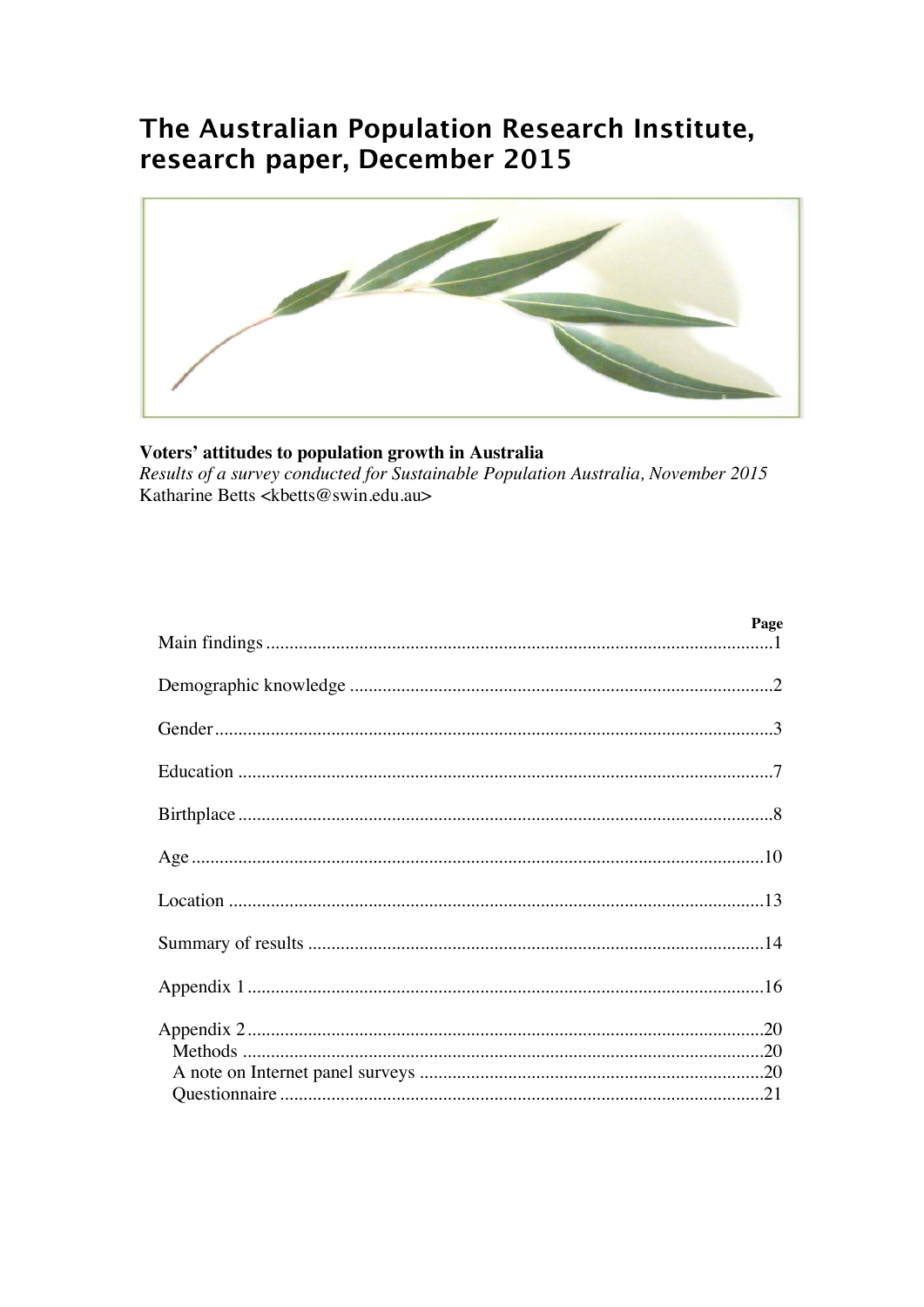# The Australian Population Research Institute, research paper, December 2015

**Voters' attitudes to population growth in Australia**
*Results of a survey conducted for Sustainable Population Australia, November 2015*
Katharine Betts <kbetts@swin.edu.au>

| | Page |
|---|---|
| Main findings | 1 |
| Demographic knowledge | 2 |
| Gender | 3 |
| Education | 7 |
| Birthplace | 8 |
| Age | 10 |
| Location | 13 |
| Summary of results | 14 |
| Appendix 1 | 16 |
| Appendix 2 | 20 |
| Methods | 20 |
| A note on Internet panel surveys | 20 |
| Questionnaire | 21 |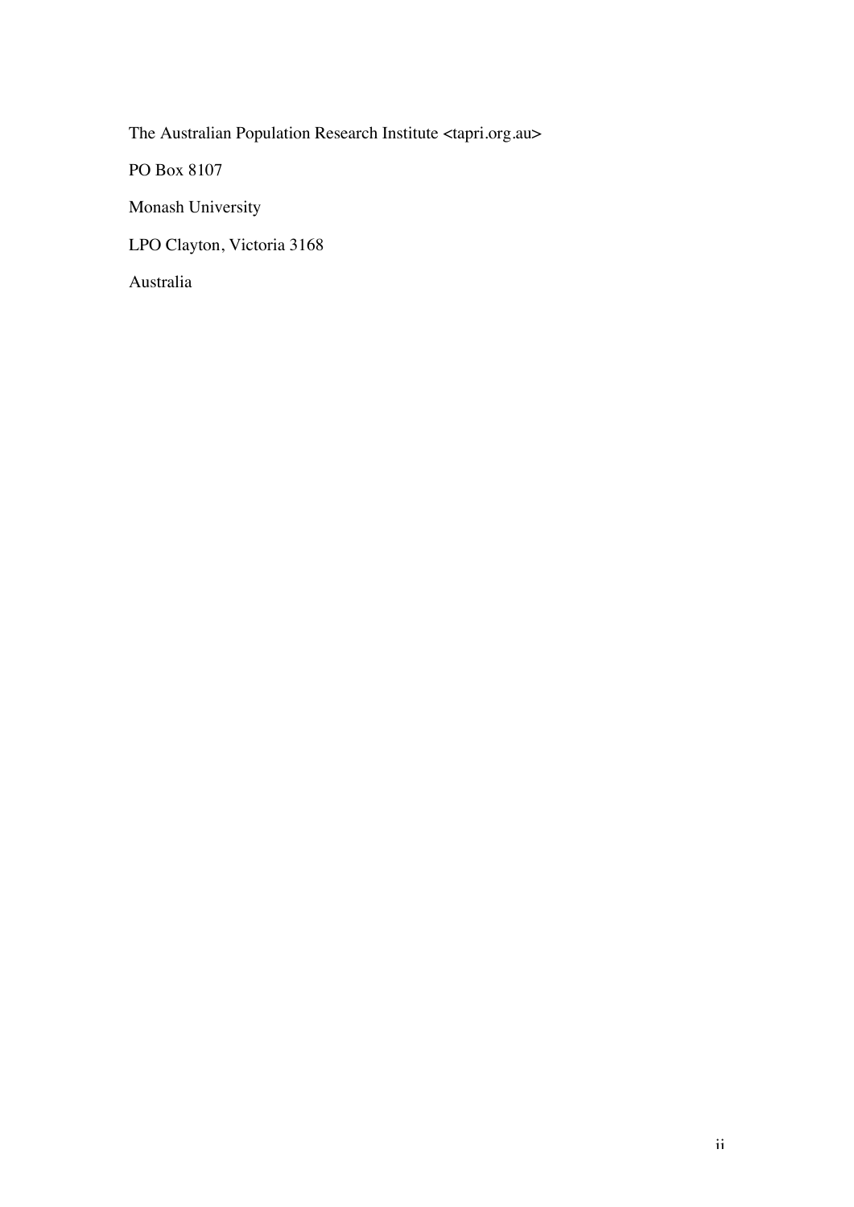The Australian Population Research Institute <tapri.org.au>

PO Box 8107

Monash University

LPO Clayton, Victoria 3168

Australia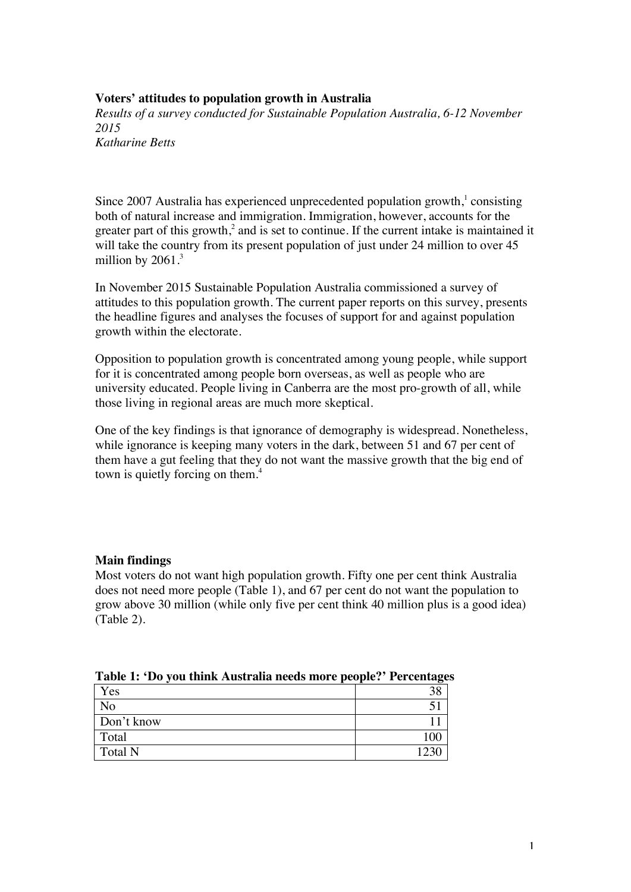**Voters' attitudes to population growth in Australia**

*Results of a survey conducted for Sustainable Population Australia, 6-12 November 2015*

*Katharine Betts*

Since 2007 Australia has experienced unprecedented population growth,[1] consisting both of natural increase and immigration. Immigration, however, accounts for the greater part of this growth,[2] and is set to continue. If the current intake is maintained it will take the country from its present population of just under 24 million to over 45 million by 2061.[3]

In November 2015 Sustainable Population Australia commissioned a survey of attitudes to this population growth. The current paper reports on this survey, presents the headline figures and analyses the focuses of support for and against population growth within the electorate.

Opposition to population growth is concentrated among young people, while support for it is concentrated among people born overseas, as well as people who are university educated. People living in Canberra are the most pro-growth of all, while those living in regional areas are much more skeptical.

One of the key findings is that ignorance of demography is widespread. Nonetheless, while ignorance is keeping many voters in the dark, between 51 and 67 per cent of them have a gut feeling that they do not want the massive growth that the big end of town is quietly forcing on them.[4]

**Main findings**

Most voters do not want high population growth. Fifty one per cent think Australia does not need more people (Table 1), and 67 per cent do not want the population to grow above 30 million (while only five per cent think 40 million plus is a good idea) (Table 2).

**Table 1: 'Do you think Australia needs more people?' Percentages**

| | |
|---|---|
| Yes | 38 |
| No | 51 |
| Don't know | 11 |
| Total | 100 |
| Total N | 1230 |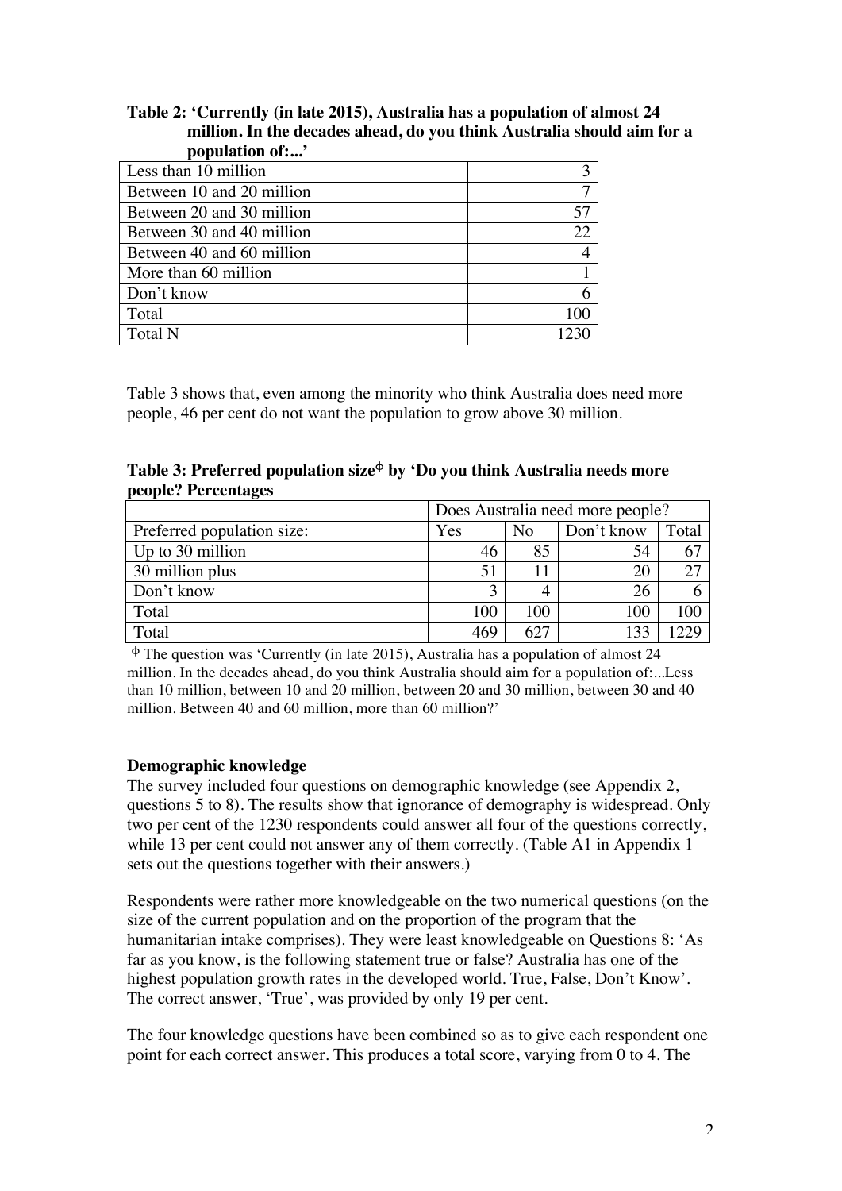**Table 2: 'Currently (in late 2015), Australia has a population of almost 24 million. In the decades ahead, do you think Australia should aim for a population of:...'**

| | |
|---|---|
| Less than 10 million | 3 |
| Between 10 and 20 million | 7 |
| Between 20 and 30 million | 57 |
| Between 30 and 40 million | 22 |
| Between 40 and 60 million | 4 |
| More than 60 million | 1 |
| Don't know | 6 |
| Total | 100 |
| Total N | 1230 |

Table 3 shows that, even among the minority who think Australia does need more people, 46 per cent do not want the population to grow above 30 million.

**Table 3: Preferred population size[ϕ] by 'Do you think Australia needs more people? Percentages**

| | Does Australia need more people? | | | |
|---|---|---|---|---|
| Preferred population size: | Yes | No | Don't know | Total |
| Up to 30 million | 46 | 85 | 54 | 67 |
| 30 million plus | 51 | 11 | 20 | 27 |
| Don't know | 3 | 4 | 26 | 6 |
| Total | 100 | 100 | 100 | 100 |
| Total | 469 | 627 | 133 | 1229 |

[ϕ] The question was 'Currently (in late 2015), Australia has a population of almost 24 million. In the decades ahead, do you think Australia should aim for a population of:...Less than 10 million, between 10 and 20 million, between 20 and 30 million, between 30 and 40 million. Between 40 and 60 million, more than 60 million?'

**Demographic knowledge**

The survey included four questions on demographic knowledge (see Appendix 2, questions 5 to 8). The results show that ignorance of demography is widespread. Only two per cent of the 1230 respondents could answer all four of the questions correctly, while 13 per cent could not answer any of them correctly. (Table A1 in Appendix 1 sets out the questions together with their answers.)

Respondents were rather more knowledgeable on the two numerical questions (on the size of the current population and on the proportion of the program that the humanitarian intake comprises). They were least knowledgeable on Questions 8: 'As far as you know, is the following statement true or false? Australia has one of the highest population growth rates in the developed world. True, False, Don't Know'. The correct answer, 'True', was provided by only 19 per cent.

The four knowledge questions have been combined so as to give each respondent one point for each correct answer. This produces a total score, varying from 0 to 4. The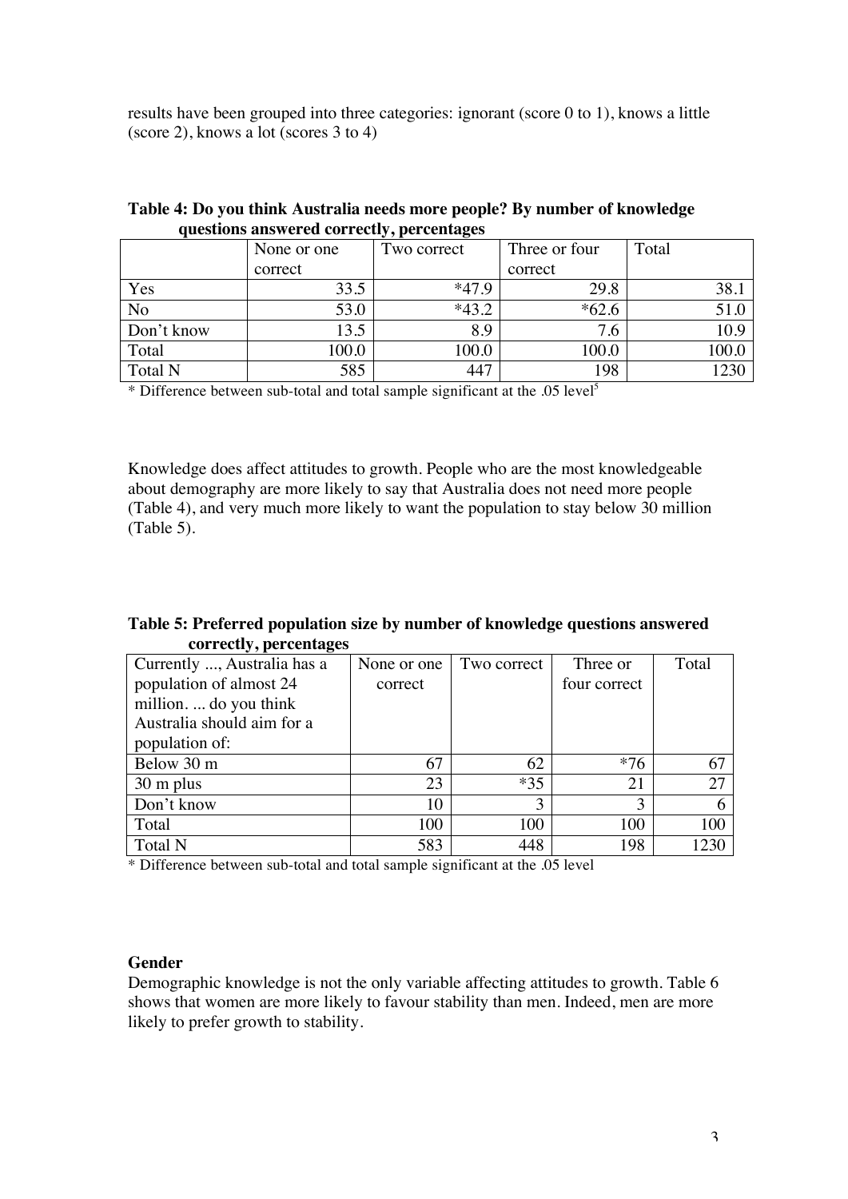results have been grouped into three categories: ignorant (score 0 to 1), knows a little (score 2), knows a lot (scores 3 to 4)

**Table 4: Do you think Australia needs more people? By number of knowledge questions answered correctly, percentages**

| | None or one correct | Two correct | Three or four correct | Total |
|---|---|---|---|---|
| Yes | 33.5 | *47.9 | 29.8 | 38.1 |
| No | 53.0 | *43.2 | *62.6 | 51.0 |
| Don't know | 13.5 | 8.9 | 7.6 | 10.9 |
| Total | 100.0 | 100.0 | 100.0 | 100.0 |
| Total N | 585 | 447 | 198 | 1230 |

* Difference between sub-total and total sample significant at the .05 level[5]

Knowledge does affect attitudes to growth. People who are the most knowledgeable about demography are more likely to say that Australia does not need more people (Table 4), and very much more likely to want the population to stay below 30 million (Table 5).

**Table 5: Preferred population size by number of knowledge questions answered correctly, percentages**

| Currently ..., Australia has a population of almost 24 million. ... do you think Australia should aim for a population of: | None or one correct | Two correct | Three or four correct | Total |
|---|---|---|---|---|
| Below 30 m | 67 | 62 | *76 | 67 |
| 30 m plus | 23 | *35 | 21 | 27 |
| Don't know | 10 | 3 | 3 | 6 |
| Total | 100 | 100 | 100 | 100 |
| Total N | 583 | 448 | 198 | 1230 |

* Difference between sub-total and total sample significant at the .05 level

**Gender**

Demographic knowledge is not the only variable affecting attitudes to growth. Table 6 shows that women are more likely to favour stability than men. Indeed, men are more likely to prefer growth to stability.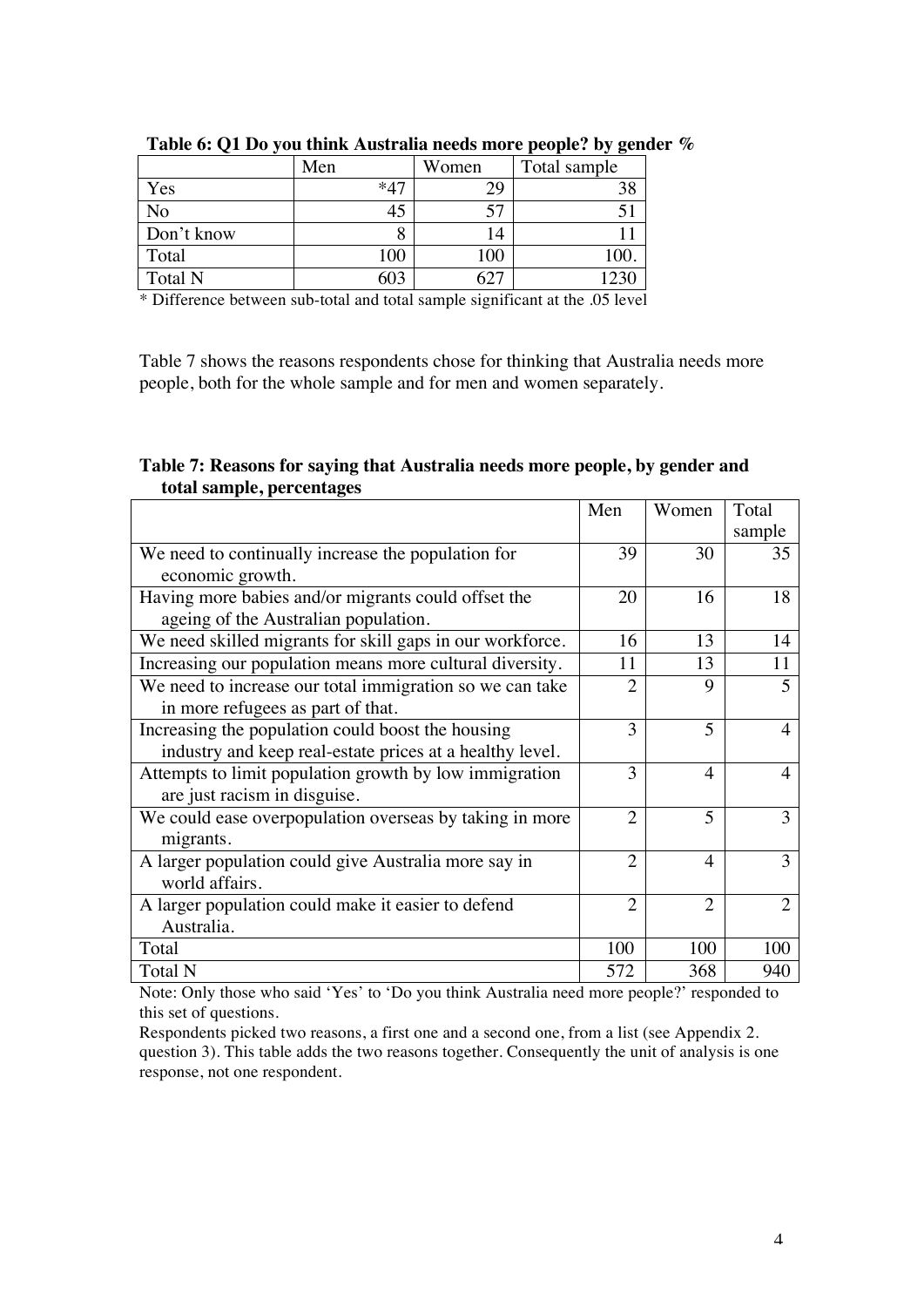**Table 6: Q1 Do you think Australia needs more people? by gender %**

| | Men | Women | Total sample |
|---|---|---|---|
| Yes | *47 | 29 | 38 |
| No | 45 | 57 | 51 |
| Don't know | 8 | 14 | 11 |
| Total | 100 | 100 | 100. |
| Total N | 603 | 627 | 1230 |

* Difference between sub-total and total sample significant at the .05 level

Table 7 shows the reasons respondents chose for thinking that Australia needs more people, both for the whole sample and for men and women separately.

**Table 7: Reasons for saying that Australia needs more people, by gender and total sample, percentages**

| | Men | Women | Total sample |
|---|---|---|---|
| We need to continually increase the population for economic growth. | 39 | 30 | 35 |
| Having more babies and/or migrants could offset the ageing of the Australian population. | 20 | 16 | 18 |
| We need skilled migrants for skill gaps in our workforce. | 16 | 13 | 14 |
| Increasing our population means more cultural diversity. | 11 | 13 | 11 |
| We need to increase our total immigration so we can take in more refugees as part of that. | 2 | 9 | 5 |
| Increasing the population could boost the housing industry and keep real-estate prices at a healthy level. | 3 | 5 | 4 |
| Attempts to limit population growth by low immigration are just racism in disguise. | 3 | 4 | 4 |
| We could ease overpopulation overseas by taking in more migrants. | 2 | 5 | 3 |
| A larger population could give Australia more say in world affairs. | 2 | 4 | 3 |
| A larger population could make it easier to defend Australia. | 2 | 2 | 2 |
| Total | 100 | 100 | 100 |
| Total N | 572 | 368 | 940 |

Note: Only those who said 'Yes' to 'Do you think Australia need more people?' responded to this set of questions.

Respondents picked two reasons, a first one and a second one, from a list (see Appendix 2. question 3). This table adds the two reasons together. Consequently the unit of analysis is one response, not one respondent.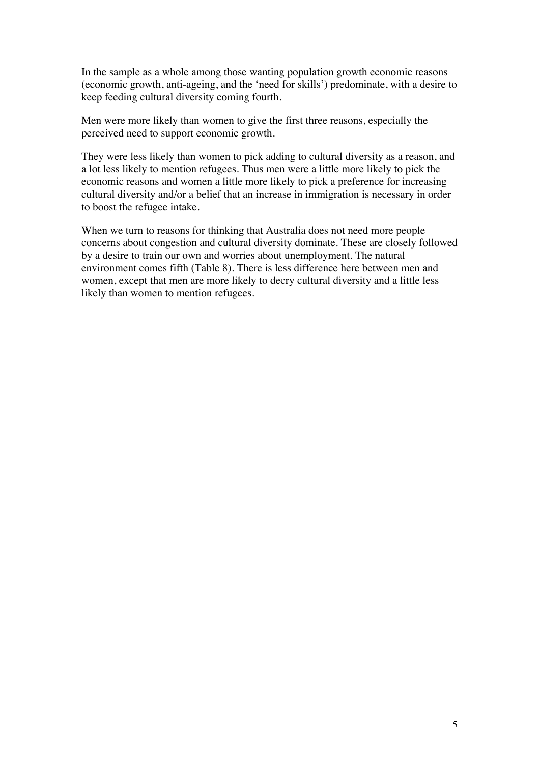In the sample as a whole among those wanting population growth economic reasons (economic growth, anti-ageing, and the 'need for skills') predominate, with a desire to keep feeding cultural diversity coming fourth.

Men were more likely than women to give the first three reasons, especially the perceived need to support economic growth.

They were less likely than women to pick adding to cultural diversity as a reason, and a lot less likely to mention refugees. Thus men were a little more likely to pick the economic reasons and women a little more likely to pick a preference for increasing cultural diversity and/or a belief that an increase in immigration is necessary in order to boost the refugee intake.

When we turn to reasons for thinking that Australia does not need more people concerns about congestion and cultural diversity dominate. These are closely followed by a desire to train our own and worries about unemployment. The natural environment comes fifth (Table 8). There is less difference here between men and women, except that men are more likely to decry cultural diversity and a little less likely than women to mention refugees.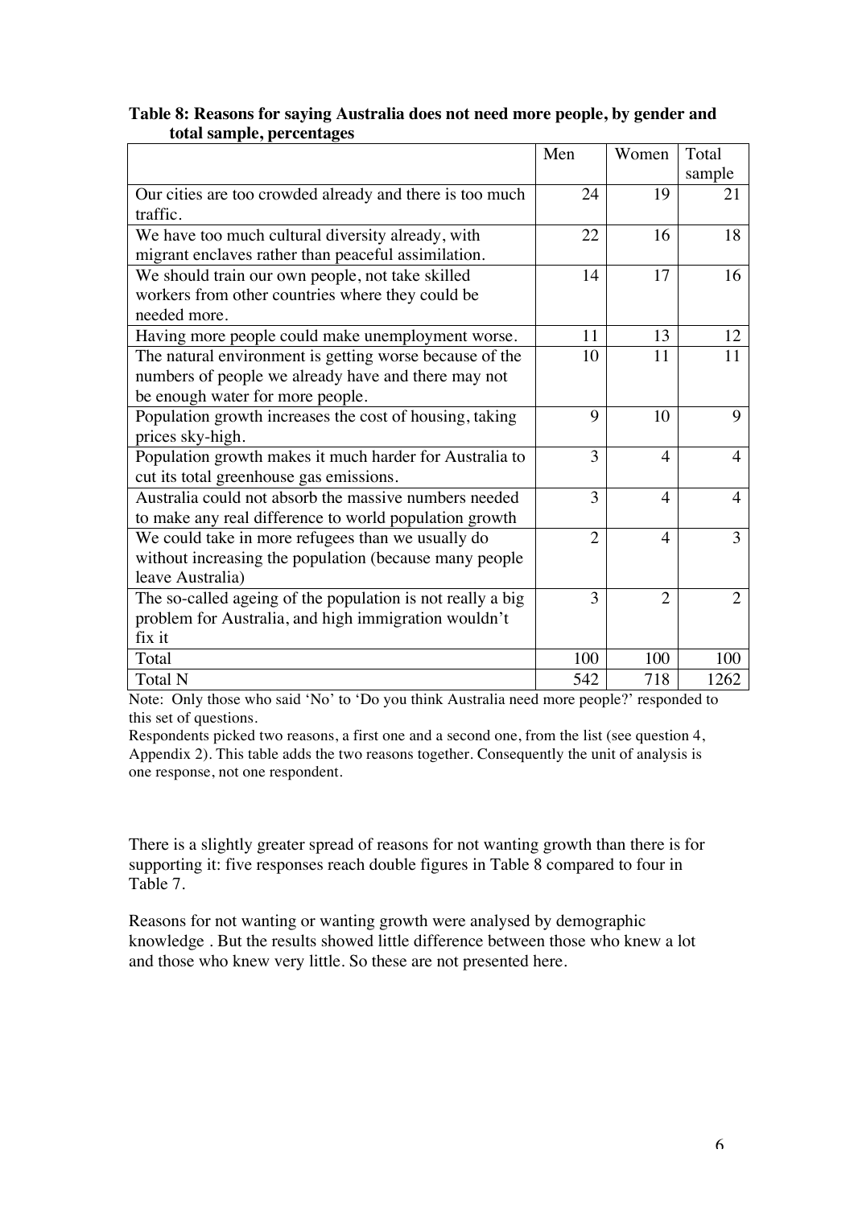**Table 8: Reasons for saying Australia does not need more people, by gender and total sample, percentages**

| | Men | Women | Total sample |
|---|---|---|---|
| Our cities are too crowded already and there is too much traffic. | 24 | 19 | 21 |
| We have too much cultural diversity already, with migrant enclaves rather than peaceful assimilation. | 22 | 16 | 18 |
| We should train our own people, not take skilled workers from other countries where they could be needed more. | 14 | 17 | 16 |
| Having more people could make unemployment worse. | 11 | 13 | 12 |
| The natural environment is getting worse because of the numbers of people we already have and there may not be enough water for more people. | 10 | 11 | 11 |
| Population growth increases the cost of housing, taking prices sky-high. | 9 | 10 | 9 |
| Population growth makes it much harder for Australia to cut its total greenhouse gas emissions. | 3 | 4 | 4 |
| Australia could not absorb the massive numbers needed to make any real difference to world population growth | 3 | 4 | 4 |
| We could take in more refugees than we usually do without increasing the population (because many people leave Australia) | 2 | 4 | 3 |
| The so-called ageing of the population is not really a big problem for Australia, and high immigration wouldn't fix it | 3 | 2 | 2 |
| Total | 100 | 100 | 100 |
| Total N | 542 | 718 | 1262 |

Note: Only those who said 'No' to 'Do you think Australia need more people?' responded to this set of questions.

Respondents picked two reasons, a first one and a second one, from the list (see question 4, Appendix 2). This table adds the two reasons together. Consequently the unit of analysis is one response, not one respondent.

There is a slightly greater spread of reasons for not wanting growth than there is for supporting it: five responses reach double figures in Table 8 compared to four in Table 7.

Reasons for not wanting or wanting growth were analysed by demographic knowledge . But the results showed little difference between those who knew a lot and those who knew very little. So these are not presented here.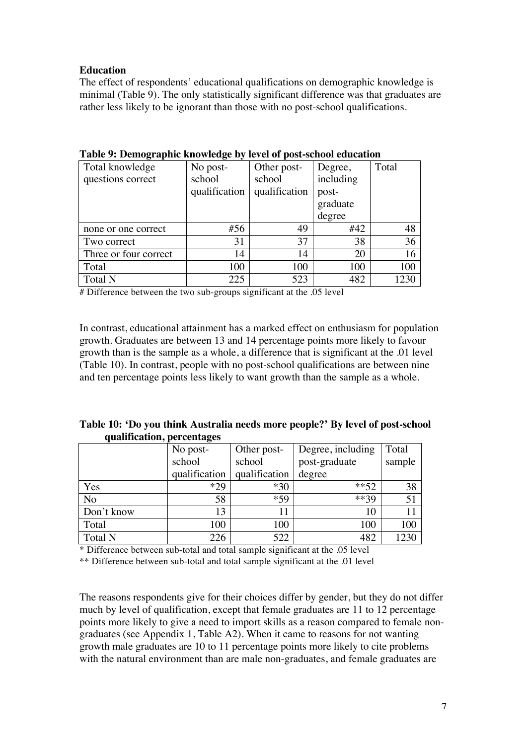**Education**

The effect of respondents' educational qualifications on demographic knowledge is minimal (Table 9). The only statistically significant difference was that graduates are rather less likely to be ignorant than those with no post-school qualifications.

**Table 9: Demographic knowledge by level of post-school education**

| Total knowledge questions correct | No post-school qualification | Other post-school qualification | Degree, including post-graduate degree | Total |
|---|---|---|---|---|
| none or one correct | #56 | 49 | #42 | 48 |
| Two correct | 31 | 37 | 38 | 36 |
| Three or four correct | 14 | 14 | 20 | 16 |
| Total | 100 | 100 | 100 | 100 |
| Total N | 225 | 523 | 482 | 1230 |

# Difference between the two sub-groups significant at the .05 level

In contrast, educational attainment has a marked effect on enthusiasm for population growth. Graduates are between 13 and 14 percentage points more likely to favour growth than is the sample as a whole, a difference that is significant at the .01 level (Table 10). In contrast, people with no post-school qualifications are between nine and ten percentage points less likely to want growth than the sample as a whole.

**Table 10: 'Do you think Australia needs more people?' By level of post-school qualification, percentages**

| | No post-school qualification | Other post-school qualification | Degree, including post-graduate degree | Total sample |
|---|---|---|---|---|
| Yes | *29 | *30 | **52 | 38 |
| No | 58 | *59 | **39 | 51 |
| Don't know | 13 | 11 | 10 | 11 |
| Total | 100 | 100 | 100 | 100 |
| Total N | 226 | 522 | 482 | 1230 |

* Difference between sub-total and total sample significant at the .05 level

** Difference between sub-total and total sample significant at the .01 level

The reasons respondents give for their choices differ by gender, but they do not differ much by level of qualification, except that female graduates are 11 to 12 percentage points more likely to give a need to import skills as a reason compared to female non-graduates (see Appendix 1, Table A2). When it came to reasons for not wanting growth male graduates are 10 to 11 percentage points more likely to cite problems with the natural environment than are male non-graduates, and female graduates are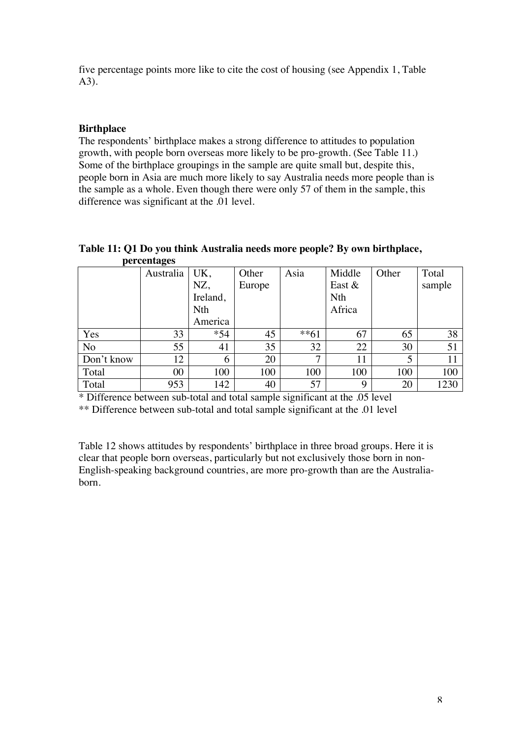five percentage points more like to cite the cost of housing (see Appendix 1, Table A3).

**Birthplace**

The respondents' birthplace makes a strong difference to attitudes to population growth, with people born overseas more likely to be pro-growth. (See Table 11.) Some of the birthplace groupings in the sample are quite small but, despite this, people born in Asia are much more likely to say Australia needs more people than is the sample as a whole. Even though there were only 57 of them in the sample, this difference was significant at the .01 level.

**Table 11: Q1 Do you think Australia needs more people? By own birthplace, percentages**

| | Australia | UK, NZ, Ireland, Nth America | Other Europe | Asia | Middle East & Nth Africa | Other | Total sample |
|---|---|---|---|---|---|---|---|
| Yes | 33 | *54 | 45 | **61 | 67 | 65 | 38 |
| No | 55 | 41 | 35 | 32 | 22 | 30 | 51 |
| Don't know | 12 | 6 | 20 | 7 | 11 | 5 | 11 |
| Total | 00 | 100 | 100 | 100 | 100 | 100 | 100 |
| Total | 953 | 142 | 40 | 57 | 9 | 20 | 1230 |

* Difference between sub-total and total sample significant at the .05 level

** Difference between sub-total and total sample significant at the .01 level

Table 12 shows attitudes by respondents' birthplace in three broad groups. Here it is clear that people born overseas, particularly but not exclusively those born in non-English-speaking background countries, are more pro-growth than are the Australia-born.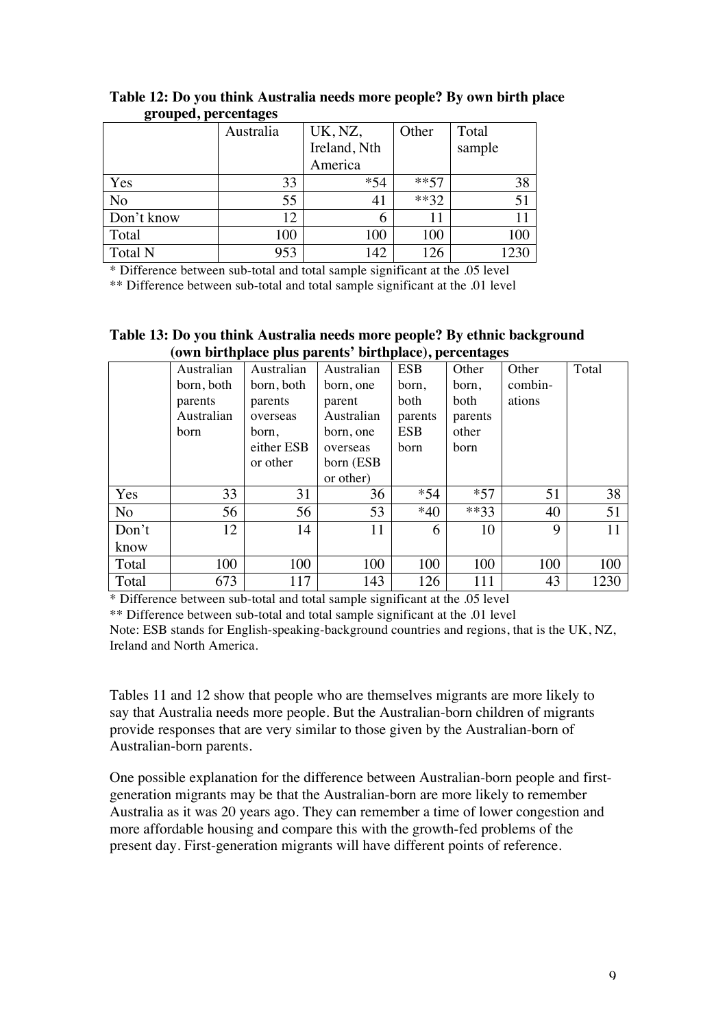**Table 12: Do you think Australia needs more people? By own birth place grouped, percentages**

| | Australia | UK, NZ, Ireland, Nth America | Other | Total sample |
|---|---|---|---|---|
| Yes | 33 | *54 | **57 | 38 |
| No | 55 | 41 | **32 | 51 |
| Don't know | 12 | 6 | 11 | 11 |
| Total | 100 | 100 | 100 | 100 |
| Total N | 953 | 142 | 126 | 1230 |

\* Difference between sub-total and total sample significant at the .05 level

** Difference between sub-total and total sample significant at the .01 level

**Table 13: Do you think Australia needs more people? By ethnic background (own birthplace plus parents' birthplace), percentages**

| | Australian born, both parents Australian born | Australian born, both parents overseas born, either ESB or other | Australian born, one parent Australian born, one overseas born (ESB or other) | ESB born, both parents ESB born | Other born, both parents other born | Other combin-ations | Total |
|---|---|---|---|---|---|---|---|
| Yes | 33 | 31 | 36 | *54 | *57 | 51 | 38 |
| No | 56 | 56 | 53 | *40 | **33 | 40 | 51 |
| Don't know | 12 | 14 | 11 | 6 | 10 | 9 | 11 |
| Total | 100 | 100 | 100 | 100 | 100 | 100 | 100 |
| Total | 673 | 117 | 143 | 126 | 111 | 43 | 1230 |

\* Difference between sub-total and total sample significant at the .05 level

** Difference between sub-total and total sample significant at the .01 level

Note: ESB stands for English-speaking-background countries and regions, that is the UK, NZ, Ireland and North America.

Tables 11 and 12 show that people who are themselves migrants are more likely to say that Australia needs more people. But the Australian-born children of migrants provide responses that are very similar to those given by the Australian-born of Australian-born parents.

One possible explanation for the difference between Australian-born people and first-generation migrants may be that the Australian-born are more likely to remember Australia as it was 20 years ago. They can remember a time of lower congestion and more affordable housing and compare this with the growth-fed problems of the present day. First-generation migrants will have different points of reference.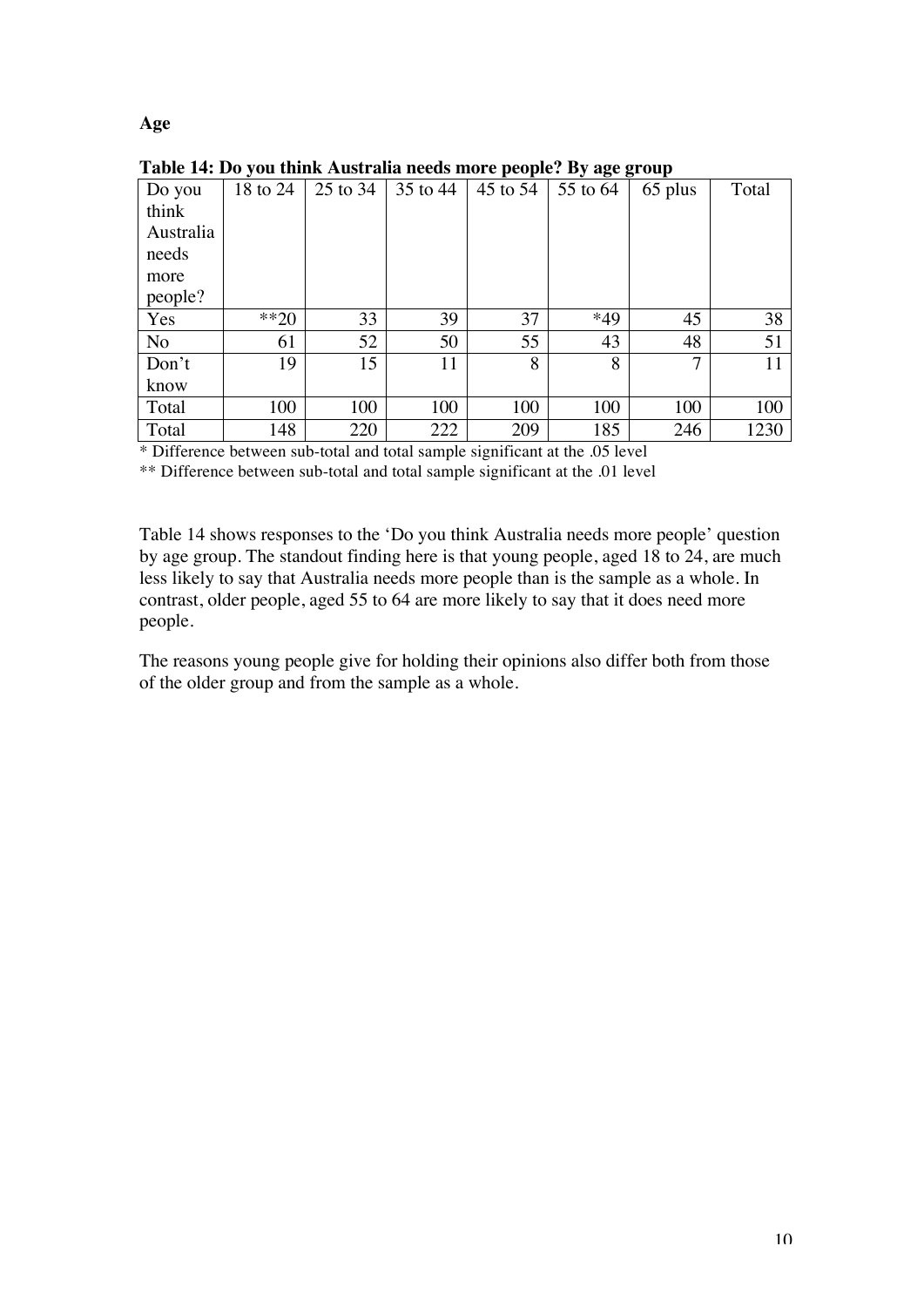**Age**

**Table 14: Do you think Australia needs more people? By age group**

| Do you think Australia needs more people? | 18 to 24 | 25 to 34 | 35 to 44 | 45 to 54 | 55 to 64 | 65 plus | Total |
|---|---|---|---|---|---|---|---|
| Yes | **20 | 33 | 39 | 37 | *49 | 45 | 38 |
| No | 61 | 52 | 50 | 55 | 43 | 48 | 51 |
| Don't know | 19 | 15 | 11 | 8 | 8 | 7 | 11 |
| Total | 100 | 100 | 100 | 100 | 100 | 100 | 100 |
| Total | 148 | 220 | 222 | 209 | 185 | 246 | 1230 |

* Difference between sub-total and total sample significant at the .05 level

** Difference between sub-total and total sample significant at the .01 level

Table 14 shows responses to the 'Do you think Australia needs more people' question by age group. The standout finding here is that young people, aged 18 to 24, are much less likely to say that Australia needs more people than is the sample as a whole. In contrast, older people, aged 55 to 64 are more likely to say that it does need more people.

The reasons young people give for holding their opinions also differ both from those of the older group and from the sample as a whole.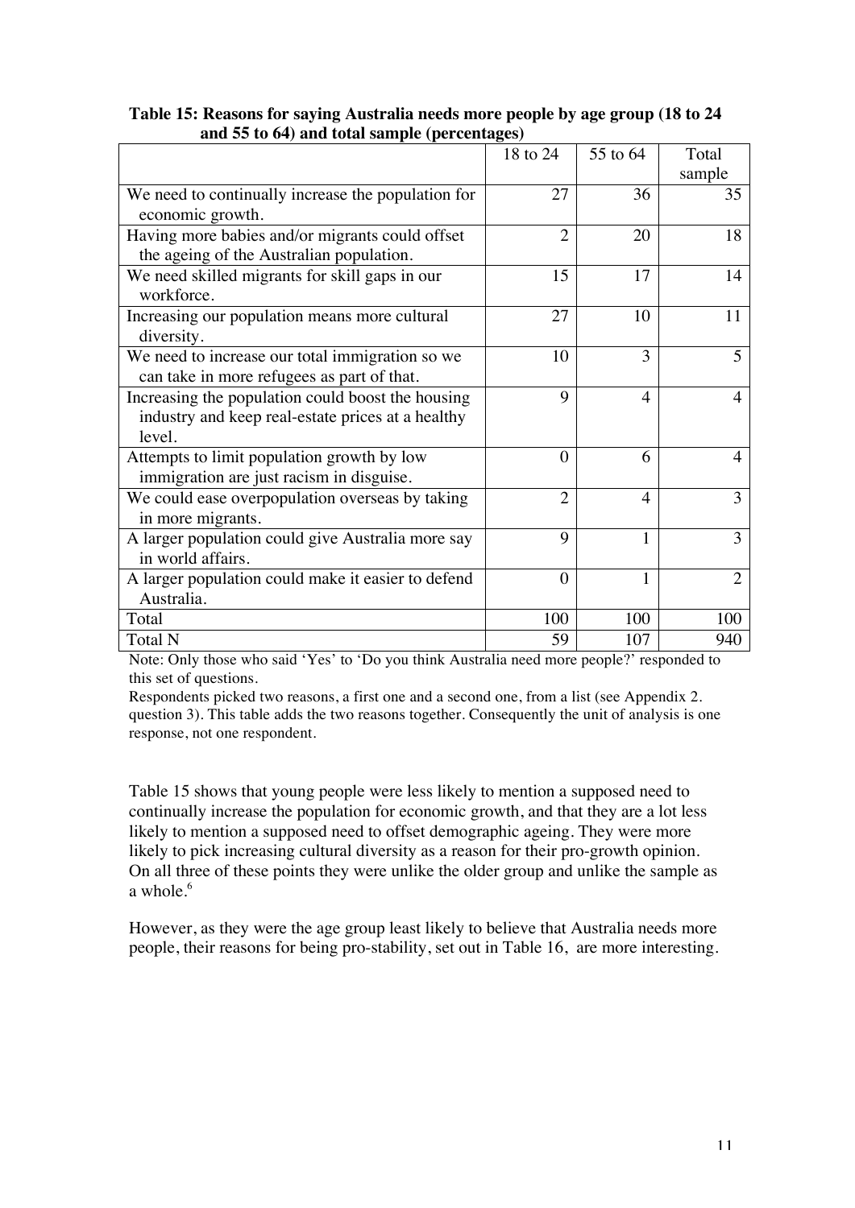**Table 15: Reasons for saying Australia needs more people by age group (18 to 24 and 55 to 64) and total sample (percentages)**

| | 18 to 24 | 55 to 64 | Total sample |
|---|---|---|---|
| We need to continually increase the population for economic growth. | 27 | 36 | 35 |
| Having more babies and/or migrants could offset the ageing of the Australian population. | 2 | 20 | 18 |
| We need skilled migrants for skill gaps in our workforce. | 15 | 17 | 14 |
| Increasing our population means more cultural diversity. | 27 | 10 | 11 |
| We need to increase our total immigration so we can take in more refugees as part of that. | 10 | 3 | 5 |
| Increasing the population could boost the housing industry and keep real-estate prices at a healthy level. | 9 | 4 | 4 |
| Attempts to limit population growth by low immigration are just racism in disguise. | 0 | 6 | 4 |
| We could ease overpopulation overseas by taking in more migrants. | 2 | 4 | 3 |
| A larger population could give Australia more say in world affairs. | 9 | 1 | 3 |
| A larger population could make it easier to defend Australia. | 0 | 1 | 2 |
| Total | 100 | 100 | 100 |
| Total N | 59 | 107 | 940 |

Note: Only those who said 'Yes' to 'Do you think Australia need more people?' responded to this set of questions.

Respondents picked two reasons, a first one and a second one, from a list (see Appendix 2. question 3). This table adds the two reasons together. Consequently the unit of analysis is one response, not one respondent.

Table 15 shows that young people were less likely to mention a supposed need to continually increase the population for economic growth, and that they are a lot less likely to mention a supposed need to offset demographic ageing. They were more likely to pick increasing cultural diversity as a reason for their pro-growth opinion. On all three of these points they were unlike the older group and unlike the sample as a whole.[6]

However, as they were the age group least likely to believe that Australia needs more people, their reasons for being pro-stability, set out in Table 16, are more interesting.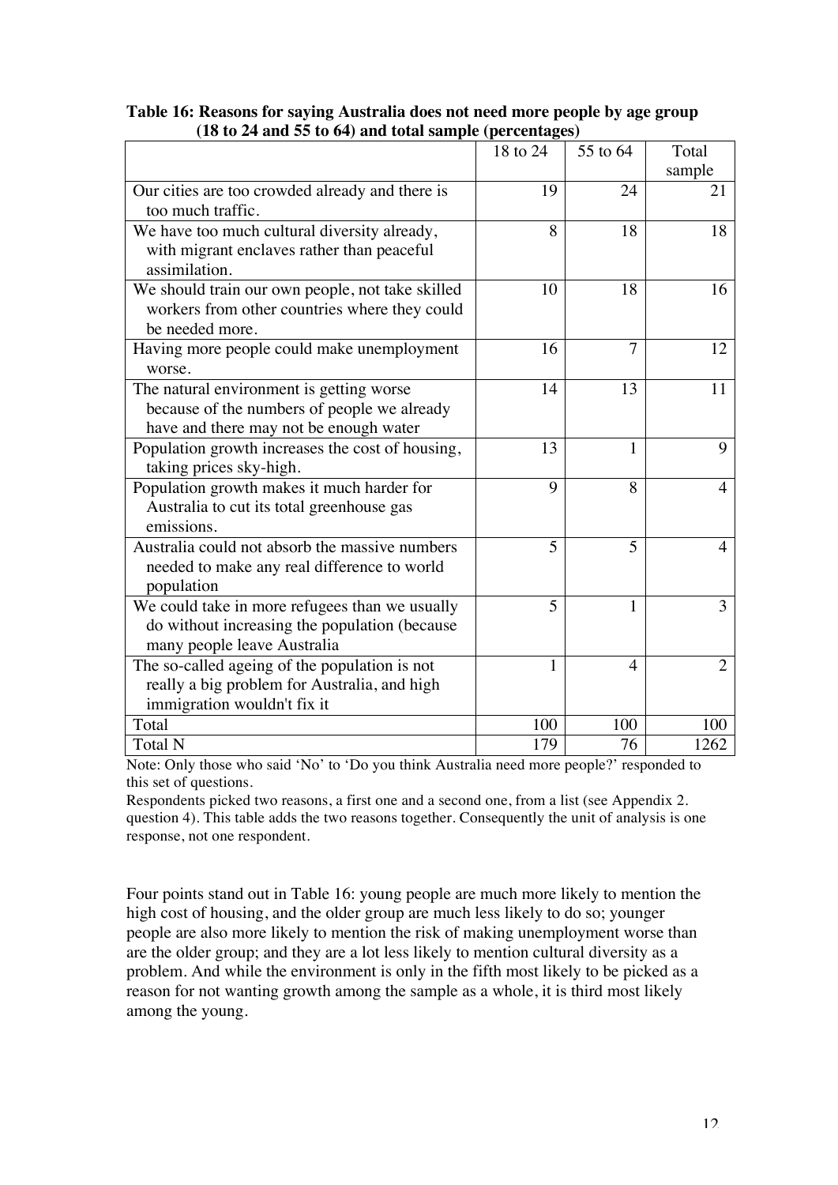**Table 16: Reasons for saying Australia does not need more people by age group (18 to 24 and 55 to 64) and total sample (percentages)**

| | 18 to 24 | 55 to 64 | Total sample |
|---|---|---|---|
| Our cities are too crowded already and there is too much traffic. | 19 | 24 | 21 |
| We have too much cultural diversity already, with migrant enclaves rather than peaceful assimilation. | 8 | 18 | 18 |
| We should train our own people, not take skilled workers from other countries where they could be needed more. | 10 | 18 | 16 |
| Having more people could make unemployment worse. | 16 | 7 | 12 |
| The natural environment is getting worse because of the numbers of people we already have and there may not be enough water | 14 | 13 | 11 |
| Population growth increases the cost of housing, taking prices sky-high. | 13 | 1 | 9 |
| Population growth makes it much harder for Australia to cut its total greenhouse gas emissions. | 9 | 8 | 4 |
| Australia could not absorb the massive numbers needed to make any real difference to world population | 5 | 5 | 4 |
| We could take in more refugees than we usually do without increasing the population (because many people leave Australia | 5 | 1 | 3 |
| The so-called ageing of the population is not really a big problem for Australia, and high immigration wouldn't fix it | 1 | 4 | 2 |
| Total | 100 | 100 | 100 |
| Total N | 179 | 76 | 1262 |

Note: Only those who said 'No' to 'Do you think Australia need more people?' responded to this set of questions.
Respondents picked two reasons, a first one and a second one, from a list (see Appendix 2. question 4). This table adds the two reasons together. Consequently the unit of analysis is one response, not one respondent.

Four points stand out in Table 16: young people are much more likely to mention the high cost of housing, and the older group are much less likely to do so; younger people are also more likely to mention the risk of making unemployment worse than are the older group; and they are a lot less likely to mention cultural diversity as a problem. And while the environment is only in the fifth most likely to be picked as a reason for not wanting growth among the sample as a whole, it is third most likely among the young.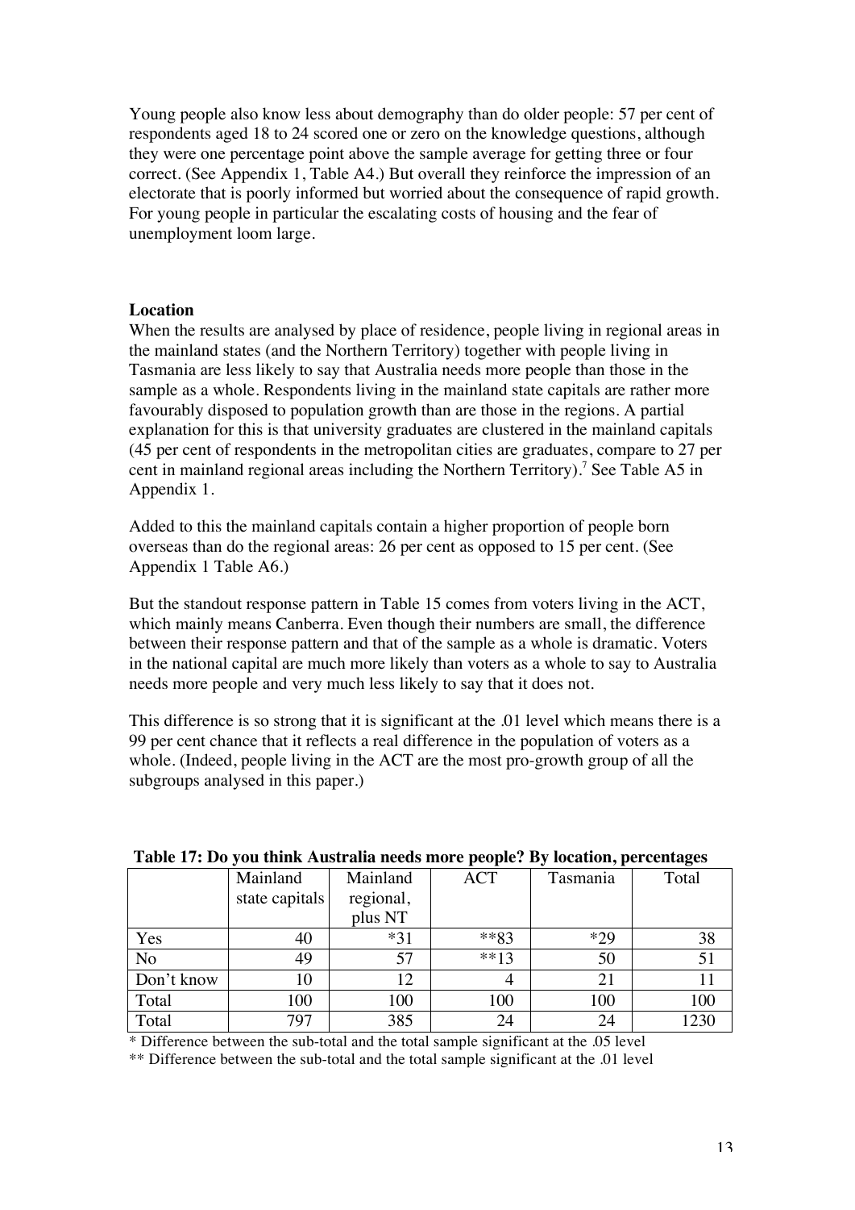Young people also know less about demography than do older people: 57 per cent of respondents aged 18 to 24 scored one or zero on the knowledge questions, although they were one percentage point above the sample average for getting three or four correct. (See Appendix 1, Table A4.) But overall they reinforce the impression of an electorate that is poorly informed but worried about the consequence of rapid growth. For young people in particular the escalating costs of housing and the fear of unemployment loom large.

**Location**

When the results are analysed by place of residence, people living in regional areas in the mainland states (and the Northern Territory) together with people living in Tasmania are less likely to say that Australia needs more people than those in the sample as a whole. Respondents living in the mainland state capitals are rather more favourably disposed to population growth than are those in the regions. A partial explanation for this is that university graduates are clustered in the mainland capitals (45 per cent of respondents in the metropolitan cities are graduates, compare to 27 per cent in mainland regional areas including the Northern Territory).[7] See Table A5 in Appendix 1.

Added to this the mainland capitals contain a higher proportion of people born overseas than do the regional areas: 26 per cent as opposed to 15 per cent. (See Appendix 1 Table A6.)

But the standout response pattern in Table 15 comes from voters living in the ACT, which mainly means Canberra. Even though their numbers are small, the difference between their response pattern and that of the sample as a whole is dramatic. Voters in the national capital are much more likely than voters as a whole to say to Australia needs more people and very much less likely to say that it does not.

This difference is so strong that it is significant at the .01 level which means there is a 99 per cent chance that it reflects a real difference in the population of voters as a whole. (Indeed, people living in the ACT are the most pro-growth group of all the subgroups analysed in this paper.)

**Table 17: Do you think Australia needs more people? By location, percentages**

| | Mainland state capitals | Mainland regional, plus NT | ACT | Tasmania | Total |
|---|---|---|---|---|---|
| Yes | 40 | *31 | **83 | *29 | 38 |
| No | 49 | 57 | **13 | 50 | 51 |
| Don't know | 10 | 12 | 4 | 21 | 11 |
| Total | 100 | 100 | 100 | 100 | 100 |
| Total | 797 | 385 | 24 | 24 | 1230 |

* Difference between the sub-total and the total sample significant at the .05 level

** Difference between the sub-total and the total sample significant at the .01 level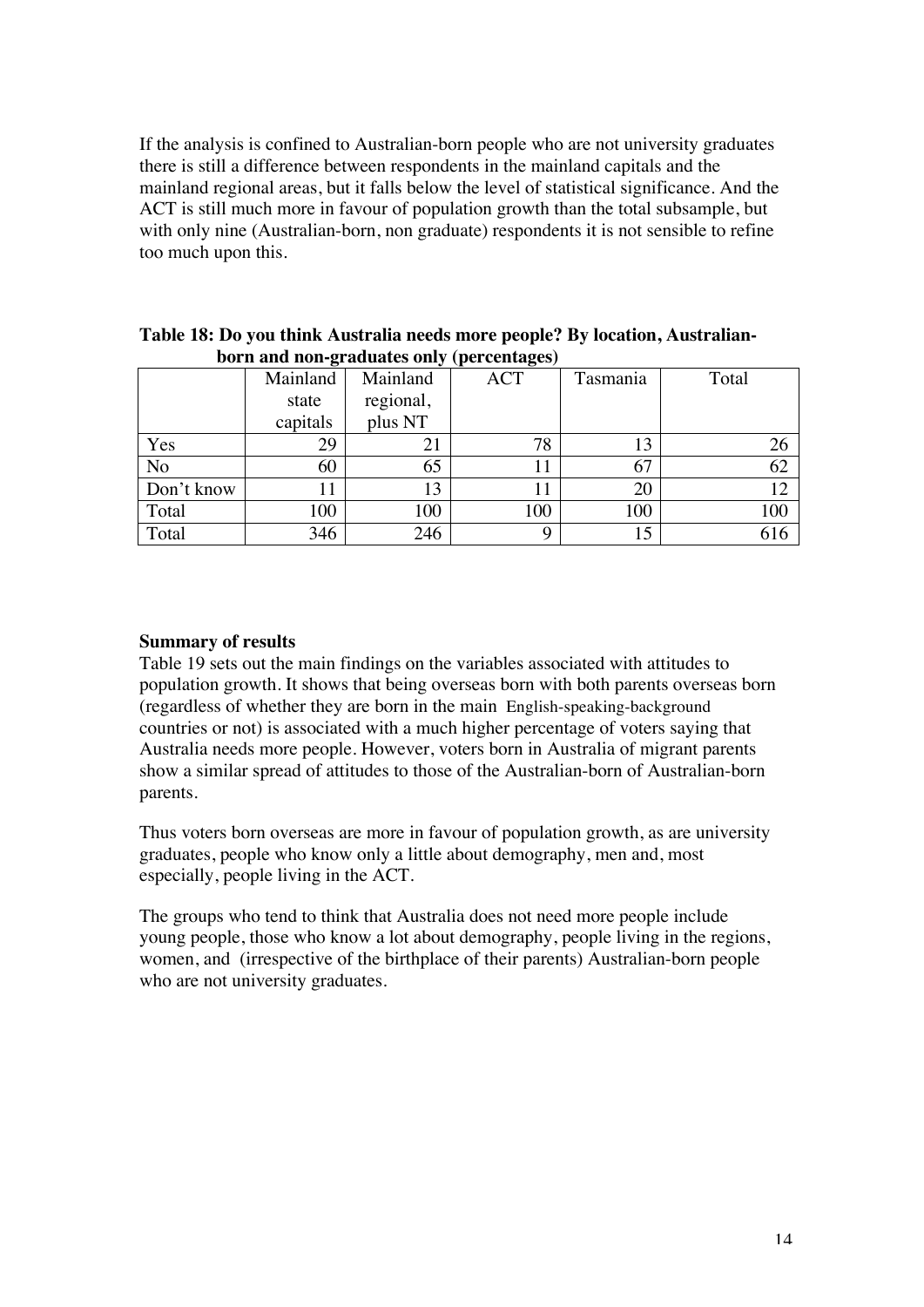If the analysis is confined to Australian-born people who are not university graduates there is still a difference between respondents in the mainland capitals and the mainland regional areas, but it falls below the level of statistical significance. And the ACT is still much more in favour of population growth than the total subsample, but with only nine (Australian-born, non graduate) respondents it is not sensible to refine too much upon this.

**Table 18: Do you think Australia needs more people? By location, Australian-born and non-graduates only (percentages)**

| | Mainland state capitals | Mainland regional, plus NT | ACT | Tasmania | Total |
|---|---|---|---|---|---|
| Yes | 29 | 21 | 78 | 13 | 26 |
| No | 60 | 65 | 11 | 67 | 62 |
| Don't know | 11 | 13 | 11 | 20 | 12 |
| Total | 100 | 100 | 100 | 100 | 100 |
| Total | 346 | 246 | 9 | 15 | 616 |

**Summary of results**

Table 19 sets out the main findings on the variables associated with attitudes to population growth. It shows that being overseas born with both parents overseas born (regardless of whether they are born in the main English-speaking-background countries or not) is associated with a much higher percentage of voters saying that Australia needs more people. However, voters born in Australia of migrant parents show a similar spread of attitudes to those of the Australian-born of Australian-born parents.

Thus voters born overseas are more in favour of population growth, as are university graduates, people who know only a little about demography, men and, most especially, people living in the ACT.

The groups who tend to think that Australia does not need more people include young people, those who know a lot about demography, people living in the regions, women, and (irrespective of the birthplace of their parents) Australian-born people who are not university graduates.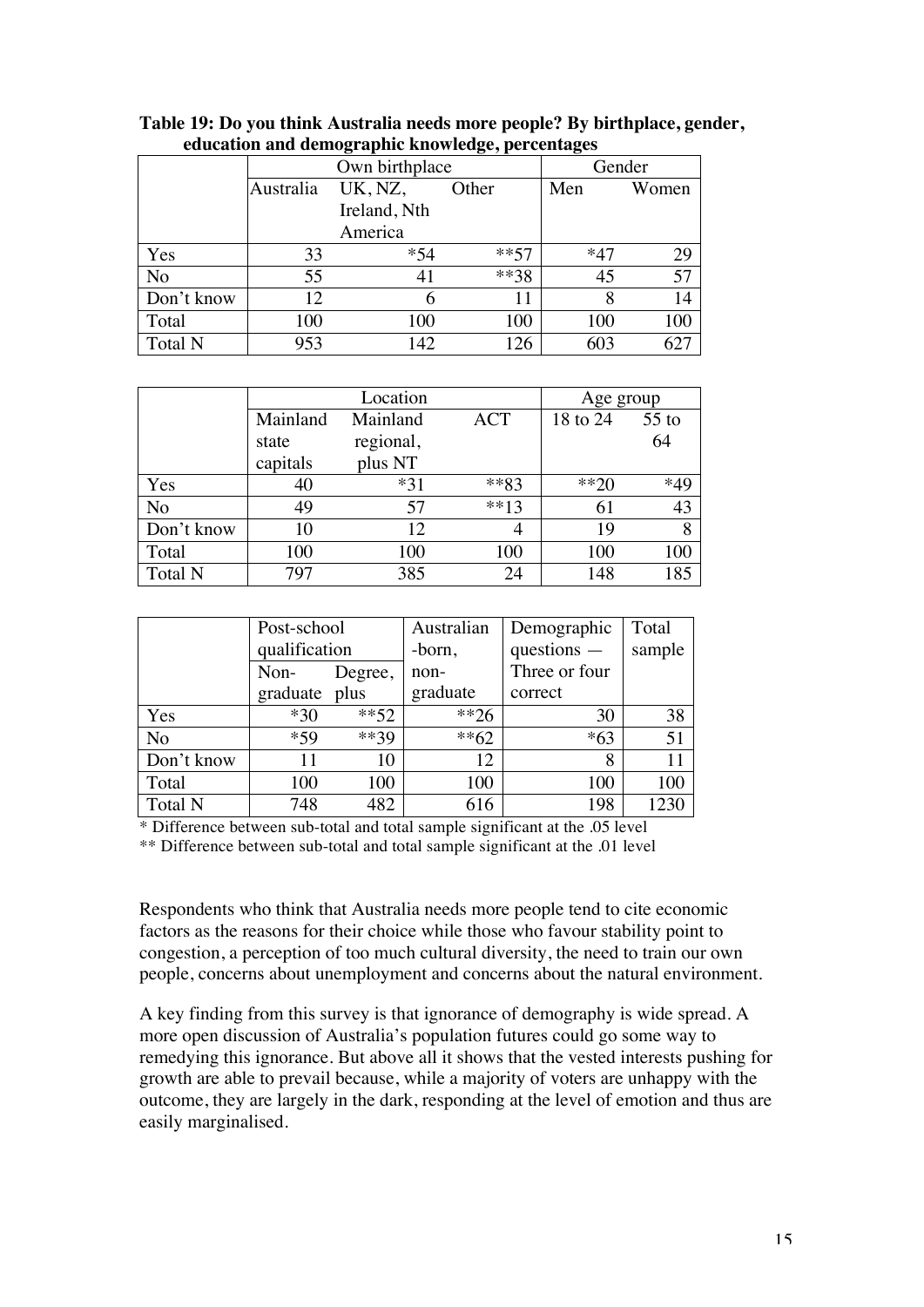**Table 19: Do you think Australia needs more people? By birthplace, gender, education and demographic knowledge, percentages**

| | Own birthplace | | | Gender | |
|---|---|---|---|---|---|
| | Australia | UK, NZ, Ireland, Nth America | Other | Men | Women |
| Yes | 33 | *54 | **57 | *47 | 29 |
| No | 55 | 41 | **38 | 45 | 57 |
| Don't know | 12 | 6 | 11 | 8 | 14 |
| Total | 100 | 100 | 100 | 100 | 100 |
| Total N | 953 | 142 | 126 | 603 | 627 |

| | Location | | | Age group | |
|---|---|---|---|---|---|
| | Mainland state capitals | Mainland regional, plus NT | ACT | 18 to 24 | 55 to 64 |
| Yes | 40 | *31 | **83 | **20 | *49 |
| No | 49 | 57 | **13 | 61 | 43 |
| Don't know | 10 | 12 | 4 | 19 | 8 |
| Total | 100 | 100 | 100 | 100 | 100 |
| Total N | 797 | 385 | 24 | 148 | 185 |

| | Post-school qualification | | Australian -born, | Demographic questions — | Total sample |
|---|---|---|---|---|---|
| | Non-graduate | Degree, plus | non-graduate | Three or four correct | |
| Yes | *30 | **52 | **26 | 30 | 38 |
| No | *59 | **39 | **62 | *63 | 51 |
| Don't know | 11 | 10 | 12 | 8 | 11 |
| Total | 100 | 100 | 100 | 100 | 100 |
| Total N | 748 | 482 | 616 | 198 | 1230 |

* Difference between sub-total and total sample significant at the .05 level

** Difference between sub-total and total sample significant at the .01 level

Respondents who think that Australia needs more people tend to cite economic factors as the reasons for their choice while those who favour stability point to congestion, a perception of too much cultural diversity, the need to train our own people, concerns about unemployment and concerns about the natural environment.

A key finding from this survey is that ignorance of demography is wide spread. A more open discussion of Australia's population futures could go some way to remedying this ignorance. But above all it shows that the vested interests pushing for growth are able to prevail because, while a majority of voters are unhappy with the outcome, they are largely in the dark, responding at the level of emotion and thus are easily marginalised.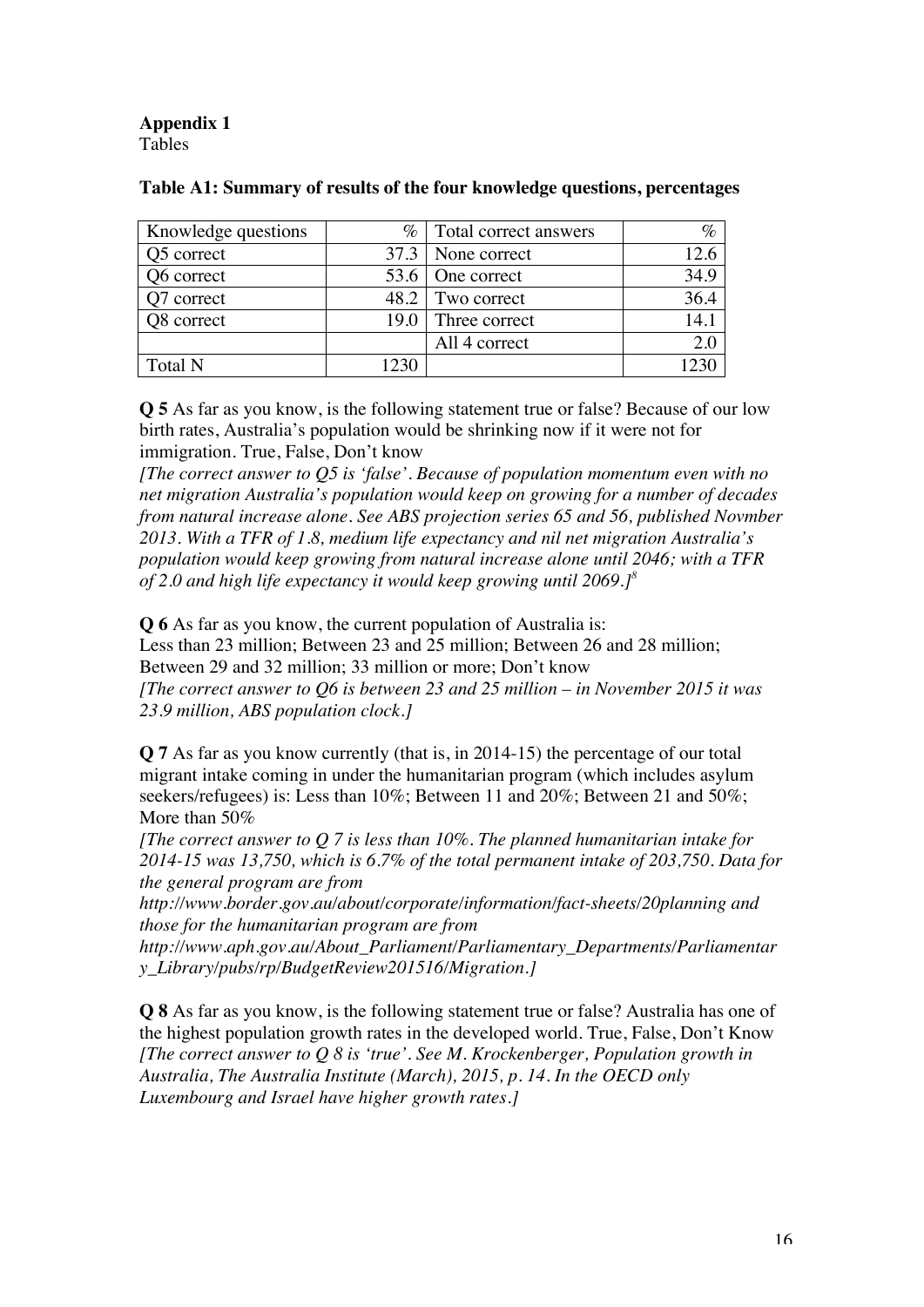**Appendix 1**

Tables

**Table A1: Summary of results of the four knowledge questions, percentages**

| Knowledge questions | % | Total correct answers | % |
|---|---|---|---|
| Q5 correct | 37.3 | None correct | 12.6 |
| Q6 correct | 53.6 | One correct | 34.9 |
| Q7 correct | 48.2 | Two correct | 36.4 |
| Q8 correct | 19.0 | Three correct | 14.1 |
| | | All 4 correct | 2.0 |
| Total N | 1230 | | 1230 |

**Q 5** As far as you know, is the following statement true or false? Because of our low birth rates, Australia's population would be shrinking now if it were not for immigration. True, False, Don't know

*[The correct answer to Q5 is 'false'. Because of population momentum even with no net migration Australia's population would keep on growing for a number of decades from natural increase alone. See ABS projection series 65 and 56, published Novmber 2013. With a TFR of 1.8, medium life expectancy and nil net migration Australia's population would keep growing from natural increase alone until 2046; with a TFR of 2.0 and high life expectancy it would keep growing until 2069.]*[8]

**Q 6** As far as you know, the current population of Australia is:
Less than 23 million; Between 23 and 25 million; Between 26 and 28 million; Between 29 and 32 million; 33 million or more; Don't know

*[The correct answer to Q6 is between 23 and 25 million – in November 2015 it was 23.9 million, ABS population clock.]*

**Q 7** As far as you know currently (that is, in 2014-15) the percentage of our total migrant intake coming in under the humanitarian program (which includes asylum seekers/refugees) is: Less than 10%; Between 11 and 20%; Between 21 and 50%; More than 50%

*[The correct answer to Q 7 is less than 10%. The planned humanitarian intake for 2014-15 was 13,750, which is 6.7% of the total permanent intake of 203,750. Data for the general program are from http://www.border.gov.au/about/corporate/information/fact-sheets/20planning and those for the humanitarian program are from http://www.aph.gov.au/About_Parliament/Parliamentary_Departments/Parliamentary_Library/pubs/rp/BudgetReview201516/Migration.]*

**Q 8** As far as you know, is the following statement true or false? Australia has one of the highest population growth rates in the developed world. True, False, Don't Know

*[The correct answer to Q 8 is 'true'. See M. Krockenberger, Population growth in Australia, The Australia Institute (March), 2015, p. 14. In the OECD only Luxembourg and Israel have higher growth rates.]*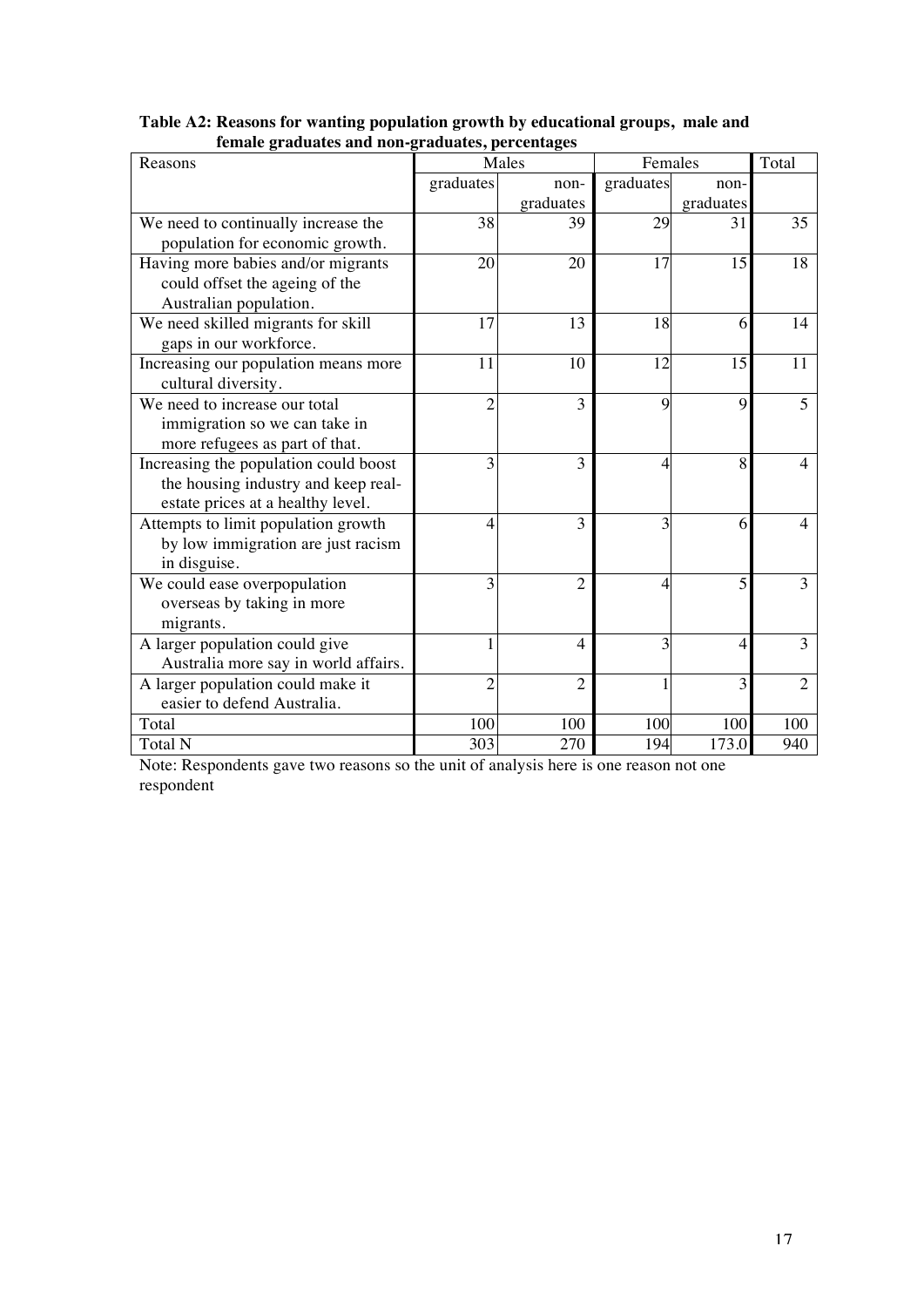**Table A2: Reasons for wanting population growth by educational groups, male and female graduates and non-graduates, percentages**

| Reasons | Males | | Females | | Total |
|---|---|---|---|---|---|
| | graduates | non-graduates | graduates | non-graduates | |
| We need to continually increase the population for economic growth. | 38 | 39 | 29 | 31 | 35 |
| Having more babies and/or migrants could offset the ageing of the Australian population. | 20 | 20 | 17 | 15 | 18 |
| We need skilled migrants for skill gaps in our workforce. | 17 | 13 | 18 | 6 | 14 |
| Increasing our population means more cultural diversity. | 11 | 10 | 12 | 15 | 11 |
| We need to increase our total immigration so we can take in more refugees as part of that. | 2 | 3 | 9 | 9 | 5 |
| Increasing the population could boost the housing industry and keep real-estate prices at a healthy level. | 3 | 3 | 4 | 8 | 4 |
| Attempts to limit population growth by low immigration are just racism in disguise. | 4 | 3 | 3 | 6 | 4 |
| We could ease overpopulation overseas by taking in more migrants. | 3 | 2 | 4 | 5 | 3 |
| A larger population could give Australia more say in world affairs. | 1 | 4 | 3 | 4 | 3 |
| A larger population could make it easier to defend Australia. | 2 | 2 | 1 | 3 | 2 |
| Total | 100 | 100 | 100 | 100 | 100 |
| Total N | 303 | 270 | 194 | 173.0 | 940 |

Note: Respondents gave two reasons so the unit of analysis here is one reason not one respondent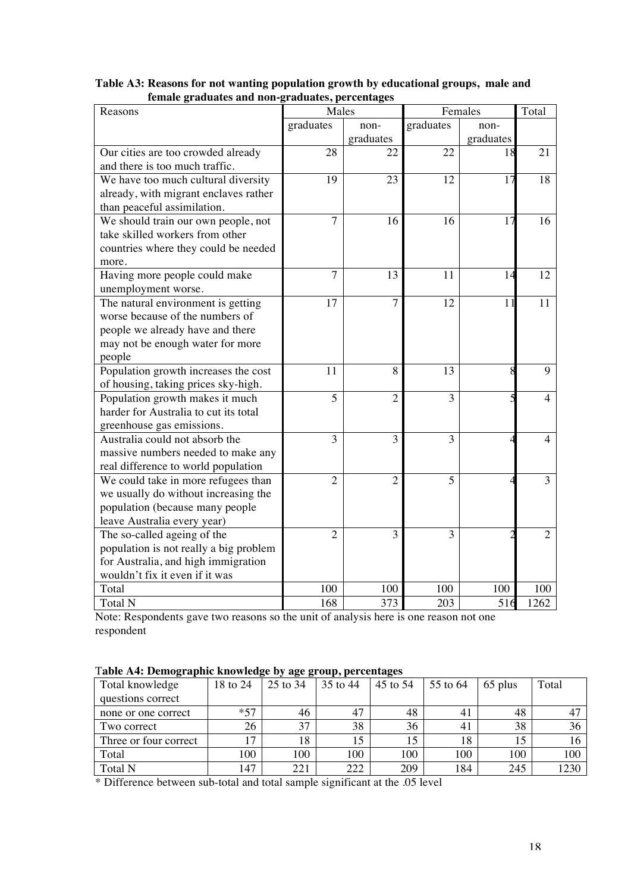**Table A3: Reasons for not wanting population growth by educational groups, male and female graduates and non-graduates, percentages**

| Reasons | Males | | Females | | Total |
|---|---|---|---|---|---|
| | graduates | non-graduates | graduates | non-graduates | |
| Our cities are too crowded already and there is too much traffic. | 28 | 22 | 22 | 18 | 21 |
| We have too much cultural diversity already, with migrant enclaves rather than peaceful assimilation. | 19 | 23 | 12 | 17 | 18 |
| We should train our own people, not take skilled workers from other countries where they could be needed more. | 7 | 16 | 16 | 17 | 16 |
| Having more people could make unemployment worse. | 7 | 13 | 11 | 14 | 12 |
| The natural environment is getting worse because of the numbers of people we already have and there may not be enough water for more people | 17 | 7 | 12 | 11 | 11 |
| Population growth increases the cost of housing, taking prices sky-high. | 11 | 8 | 13 | 8 | 9 |
| Population growth makes it much harder for Australia to cut its total greenhouse gas emissions. | 5 | 2 | 3 | 5 | 4 |
| Australia could not absorb the massive numbers needed to make any real difference to world population | 3 | 3 | 3 | 4 | 4 |
| We could take in more refugees than we usually do without increasing the population (because many people leave Australia every year) | 2 | 2 | 5 | 4 | 3 |
| The so-called ageing of the population is not really a big problem for Australia, and high immigration wouldn't fix it even if it was | 2 | 3 | 3 | 2 | 2 |
| Total | 100 | 100 | 100 | 100 | 100 |
| Total N | 168 | 373 | 203 | 516 | 1262 |

Note: Respondents gave two reasons so the unit of analysis here is one reason not one respondent

**Table A4: Demographic knowledge by age group, percentages**

| Total knowledge questions correct | 18 to 24 | 25 to 34 | 35 to 44 | 45 to 54 | 55 to 64 | 65 plus | Total |
|---|---|---|---|---|---|---|---|
| none or one correct | *57 | 46 | 47 | 48 | 41 | 48 | 47 |
| Two correct | 26 | 37 | 38 | 36 | 41 | 38 | 36 |
| Three or four correct | 17 | 18 | 15 | 15 | 18 | 15 | 16 |
| Total | 100 | 100 | 100 | 100 | 100 | 100 | 100 |
| Total N | 147 | 221 | 222 | 209 | 184 | 245 | 1230 |

* Difference between sub-total and total sample significant at the .05 level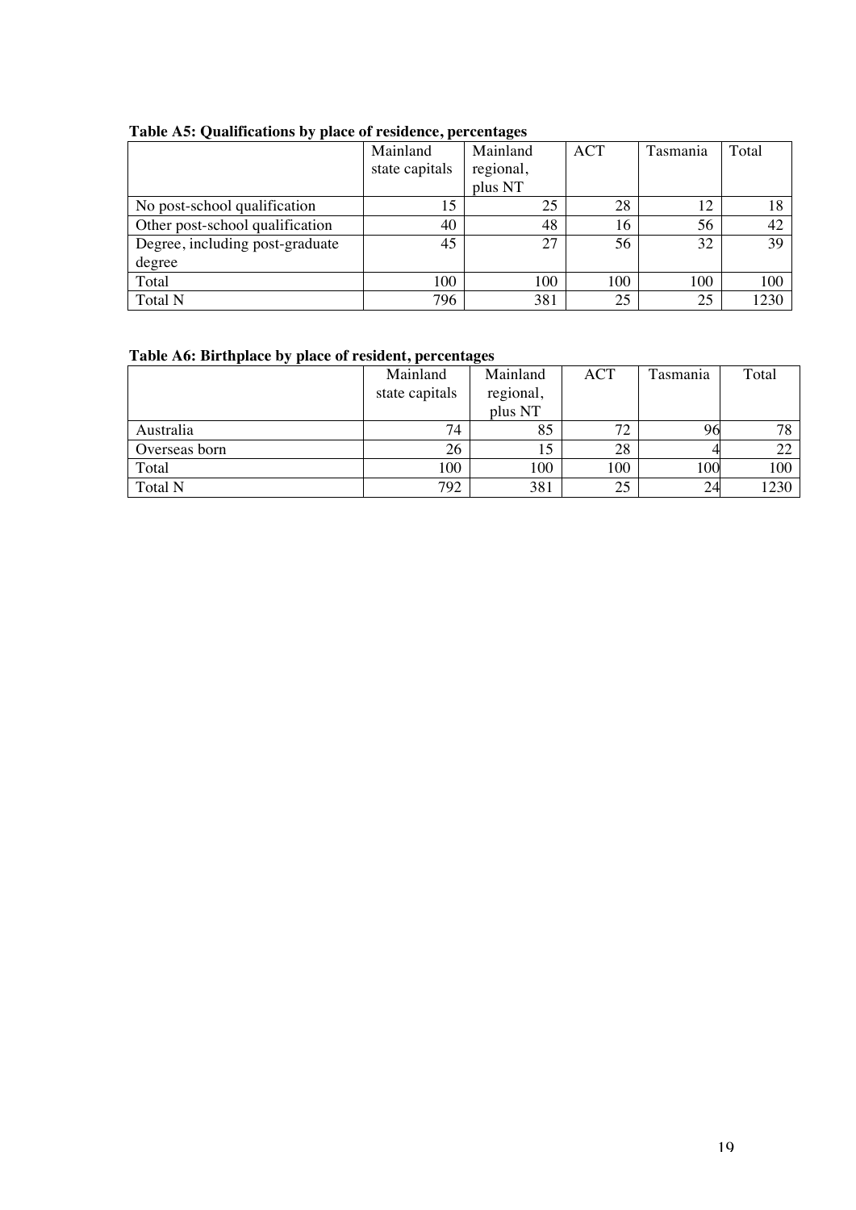**Table A5: Qualifications by place of residence, percentages**

| | Mainland state capitals | Mainland regional, plus NT | ACT | Tasmania | Total |
|---|---|---|---|---|---|
| No post-school qualification | 15 | 25 | 28 | 12 | 18 |
| Other post-school qualification | 40 | 48 | 16 | 56 | 42 |
| Degree, including post-graduate degree | 45 | 27 | 56 | 32 | 39 |
| Total | 100 | 100 | 100 | 100 | 100 |
| Total N | 796 | 381 | 25 | 25 | 1230 |

**Table A6: Birthplace by place of resident, percentages**

| | Mainland state capitals | Mainland regional, plus NT | ACT | Tasmania | Total |
|---|---|---|---|---|---|
| Australia | 74 | 85 | 72 | 96 | 78 |
| Overseas born | 26 | 15 | 28 | 4 | 22 |
| Total | 100 | 100 | 100 | 100 | 100 |
| Total N | 792 | 381 | 25 | 24 | 1230 |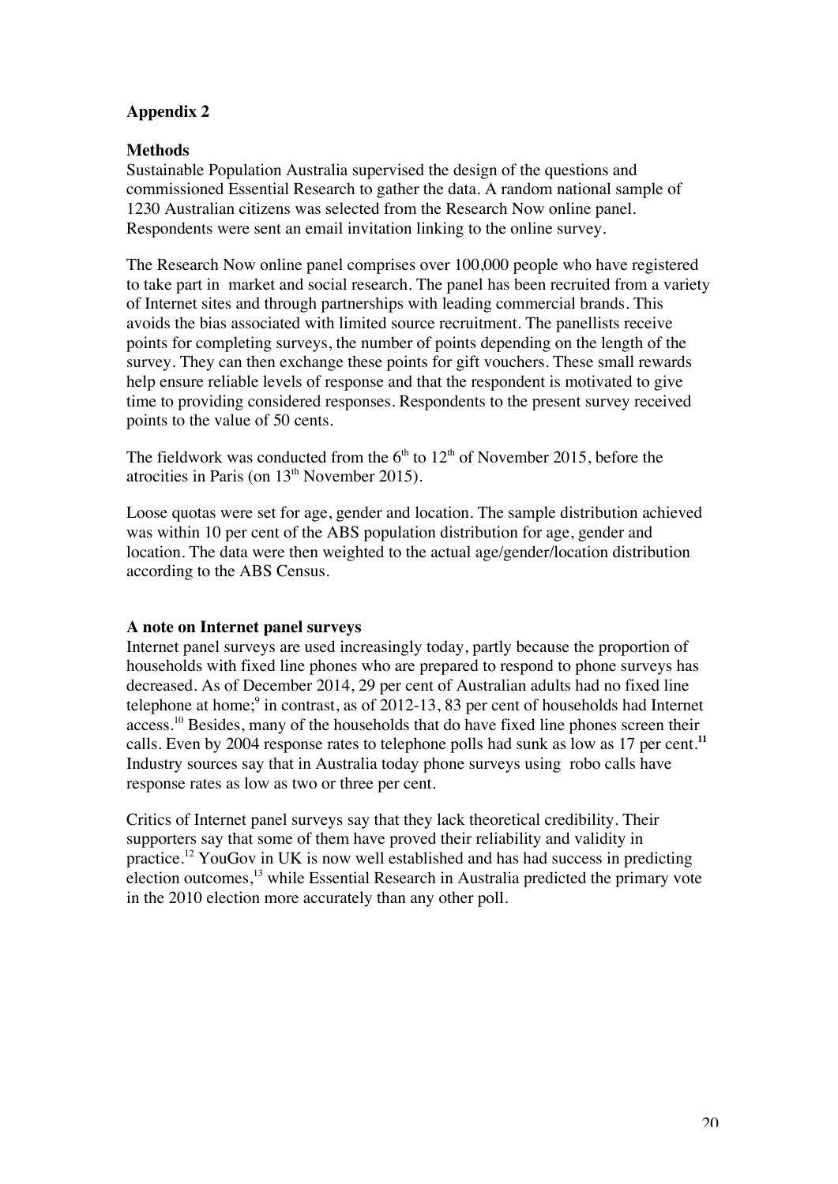## Appendix 2

### Methods

Sustainable Population Australia supervised the design of the questions and commissioned Essential Research to gather the data. A random national sample of 1230 Australian citizens was selected from the Research Now online panel. Respondents were sent an email invitation linking to the online survey.

The Research Now online panel comprises over 100,000 people who have registered to take part in market and social research. The panel has been recruited from a variety of Internet sites and through partnerships with leading commercial brands. This avoids the bias associated with limited source recruitment. The panellists receive points for completing surveys, the number of points depending on the length of the survey. They can then exchange these points for gift vouchers. These small rewards help ensure reliable levels of response and that the respondent is motivated to give time to providing considered responses. Respondents to the present survey received points to the value of 50 cents.

The fieldwork was conducted from the 6th to 12th of November 2015, before the atrocities in Paris (on 13th November 2015).

Loose quotas were set for age, gender and location. The sample distribution achieved was within 10 per cent of the ABS population distribution for age, gender and location. The data were then weighted to the actual age/gender/location distribution according to the ABS Census.

### A note on Internet panel surveys

Internet panel surveys are used increasingly today, partly because the proportion of households with fixed line phones who are prepared to respond to phone surveys has decreased. As of December 2014, 29 per cent of Australian adults had no fixed line telephone at home;[9] in contrast, as of 2012-13, 83 per cent of households had Internet access.[10] Besides, many of the households that do have fixed line phones screen their calls. Even by 2004 response rates to telephone polls had sunk as low as 17 per cent.[11] Industry sources say that in Australia today phone surveys using robo calls have response rates as low as two or three per cent.

Critics of Internet panel surveys say that they lack theoretical credibility. Their supporters say that some of them have proved their reliability and validity in practice.[12] YouGov in UK is now well established and has had success in predicting election outcomes,[13] while Essential Research in Australia predicted the primary vote in the 2010 election more accurately than any other poll.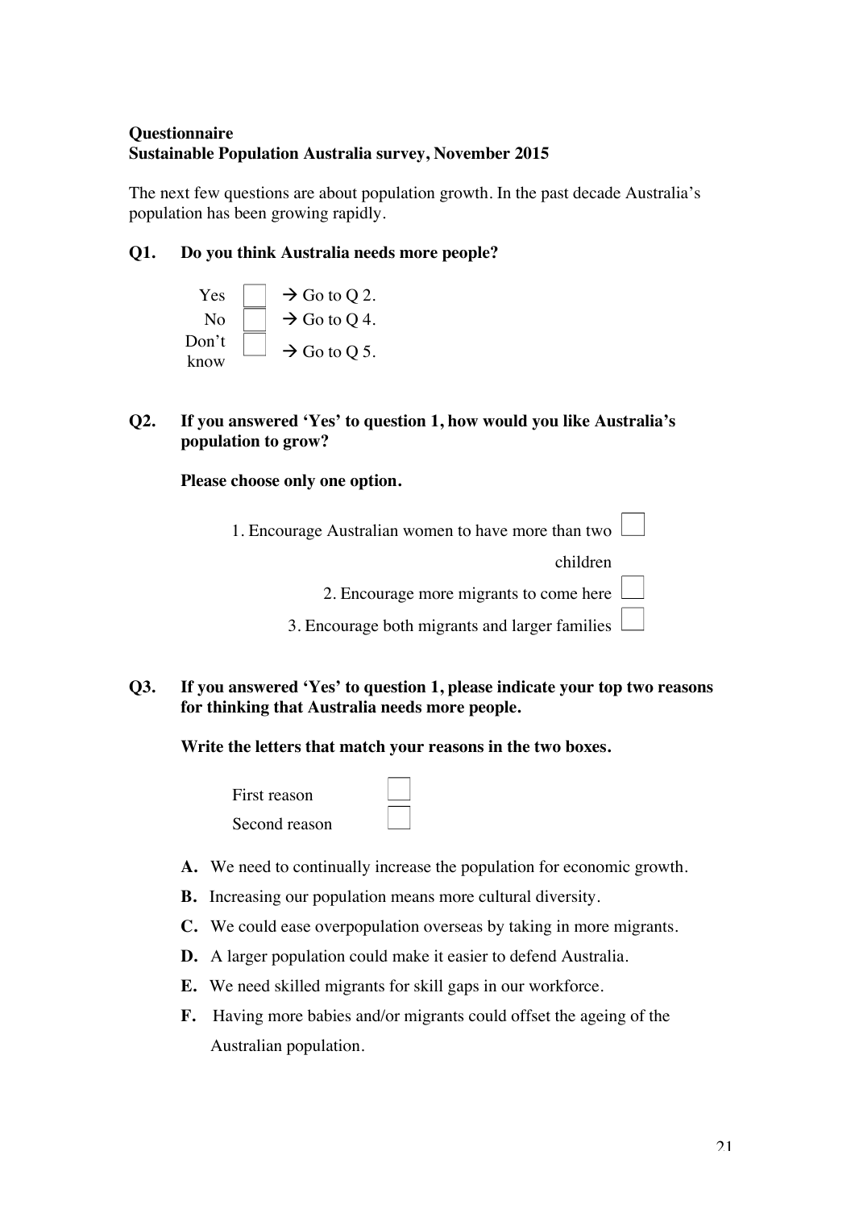**Questionnaire**
**Sustainable Population Australia survey, November 2015**

The next few questions are about population growth. In the past decade Australia's population has been growing rapidly.

**Q1. Do you think Australia needs more people?**

Yes ☐ → Go to Q 2.
No ☐ → Go to Q 4.
Don't know ☐ → Go to Q 5.

**Q2. If you answered 'Yes' to question 1, how would you like Australia's population to grow?**

**Please choose only one option.**

1. Encourage Australian women to have more than two children ☐
2. Encourage more migrants to come here ☐
3. Encourage both migrants and larger families ☐

**Q3. If you answered 'Yes' to question 1, please indicate your top two reasons for thinking that Australia needs more people.**

**Write the letters that match your reasons in the two boxes.**

First reason ☐
Second reason ☐

**A.** We need to continually increase the population for economic growth.

**B.** Increasing our population means more cultural diversity.

**C.** We could ease overpopulation overseas by taking in more migrants.

**D.** A larger population could make it easier to defend Australia.

**E.** We need skilled migrants for skill gaps in our workforce.

**F.** Having more babies and/or migrants could offset the ageing of the Australian population.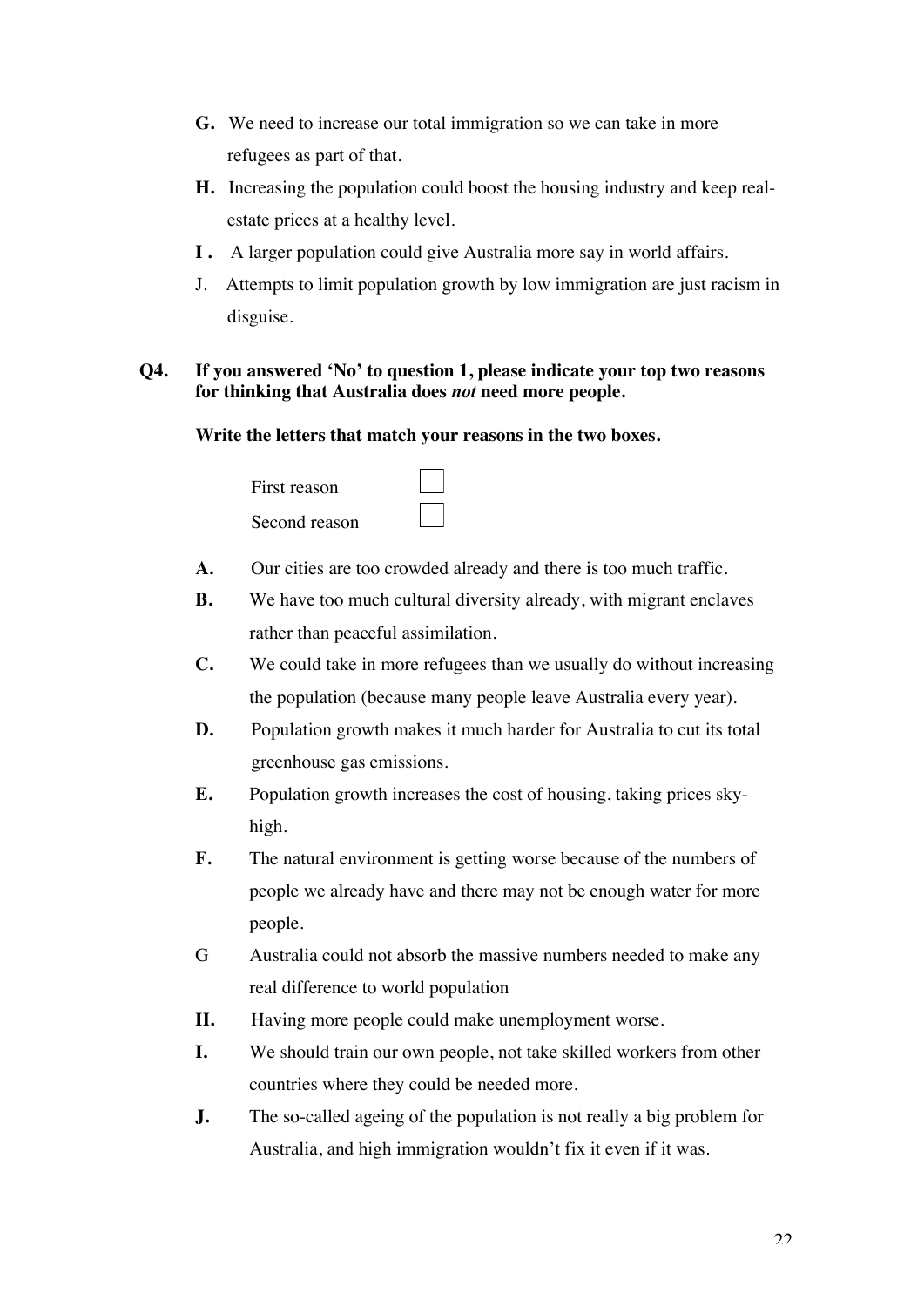**G.** We need to increase our total immigration so we can take in more refugees as part of that.

**H.** Increasing the population could boost the housing industry and keep real-estate prices at a healthy level.

**I .** A larger population could give Australia more say in world affairs.

J. Attempts to limit population growth by low immigration are just racism in disguise.

**Q4. If you answered 'No' to question 1, please indicate your top two reasons for thinking that Australia does *not* need more people.**

**Write the letters that match your reasons in the two boxes.**

First reason ☐

Second reason ☐

**A.** Our cities are too crowded already and there is too much traffic.

**B.** We have too much cultural diversity already, with migrant enclaves rather than peaceful assimilation.

**C.** We could take in more refugees than we usually do without increasing the population (because many people leave Australia every year).

**D.** Population growth makes it much harder for Australia to cut its total greenhouse gas emissions.

**E.** Population growth increases the cost of housing, taking prices sky-high.

**F.** The natural environment is getting worse because of the numbers of people we already have and there may not be enough water for more people.

G Australia could not absorb the massive numbers needed to make any real difference to world population

**H.** Having more people could make unemployment worse.

**I.** We should train our own people, not take skilled workers from other countries where they could be needed more.

**J.** The so-called ageing of the population is not really a big problem for Australia, and high immigration wouldn't fix it even if it was.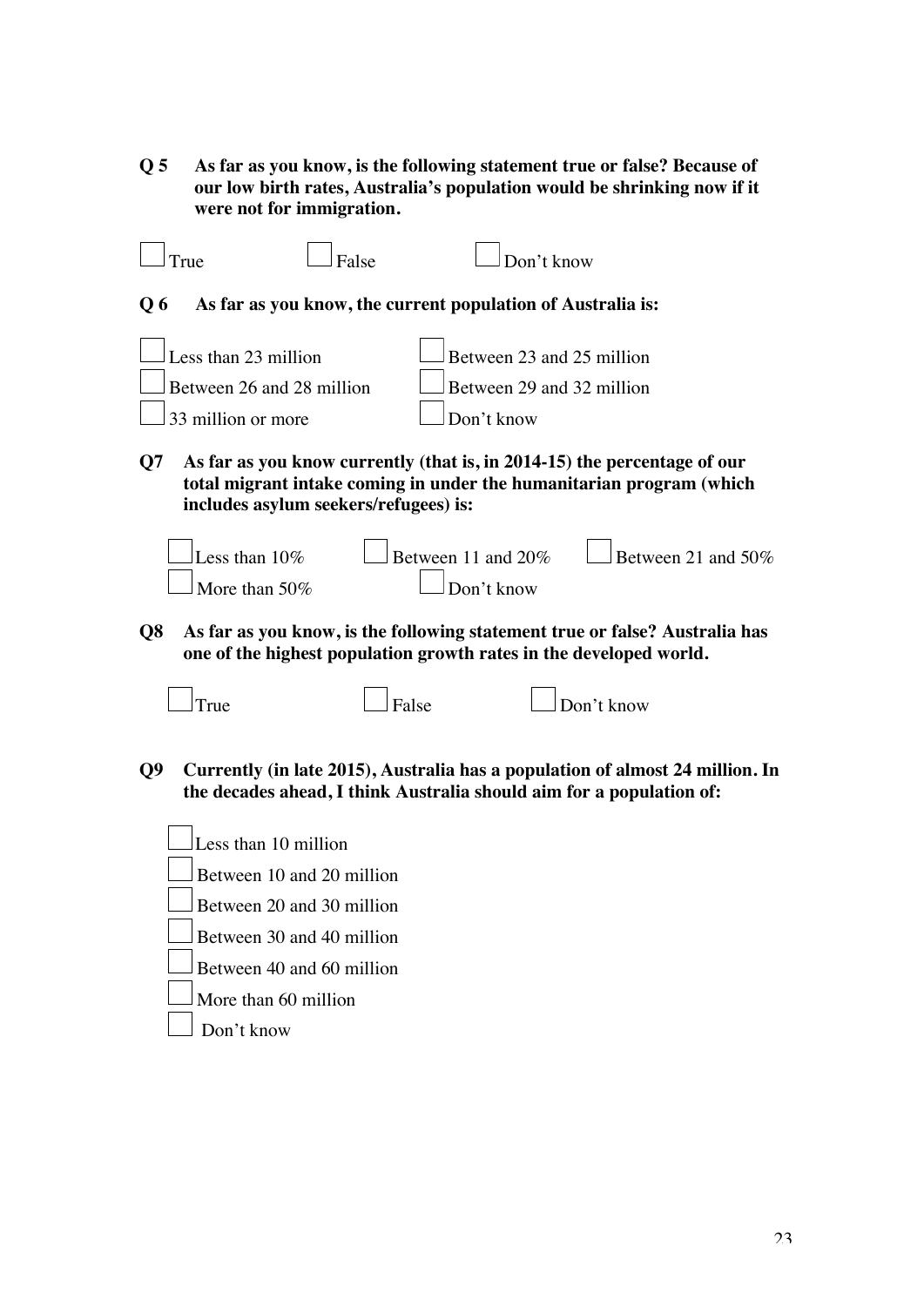**Q 5 As far as you know, is the following statement true or false? Because of our low birth rates, Australia's population would be shrinking now if it were not for immigration.**

☐ True ☐ False ☐ Don't know

**Q 6 As far as you know, the current population of Australia is:**

☐ Less than 23 million ☐ Between 23 and 25 million
☐ Between 26 and 28 million ☐ Between 29 and 32 million
☐ 33 million or more ☐ Don't know

**Q7 As far as you know currently (that is, in 2014-15) the percentage of our total migrant intake coming in under the humanitarian program (which includes asylum seekers/refugees) is:**

☐ Less than 10% ☐ Between 11 and 20% ☐ Between 21 and 50%
☐ More than 50% ☐ Don't know

**Q8 As far as you know, is the following statement true or false? Australia has one of the highest population growth rates in the developed world.**

☐ True ☐ False ☐ Don't know

**Q9 Currently (in late 2015), Australia has a population of almost 24 million. In the decades ahead, I think Australia should aim for a population of:**

☐ Less than 10 million
☐ Between 10 and 20 million
☐ Between 20 and 30 million
☐ Between 30 and 40 million
☐ Between 40 and 60 million
☐ More than 60 million
☐ Don't know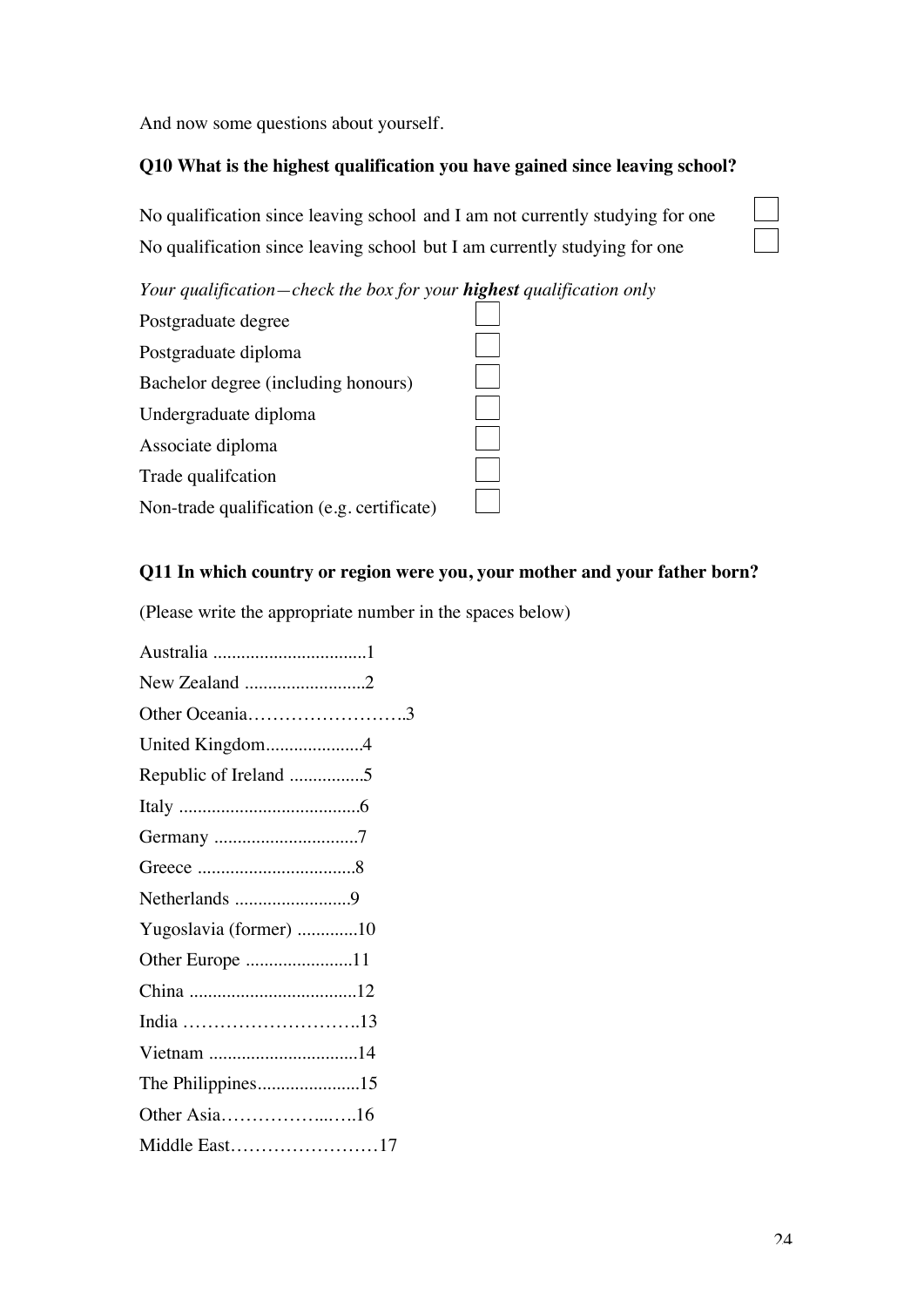And now some questions about yourself.

**Q10 What is the highest qualification you have gained since leaving school?**

No qualification since leaving school and I am not currently studying for one ☐

No qualification since leaving school but I am currently studying for one ☐

*Your qualification—check the box for your* ***highest*** *qualification only*

Postgraduate degree ☐

Postgraduate diploma ☐

Bachelor degree (including honours) ☐

Undergraduate diploma ☐

Associate diploma ☐

Trade qualifcation ☐

Non-trade qualification (e.g. certificate) ☐

**Q11 In which country or region were you, your mother and your father born?**

(Please write the appropriate number in the spaces below)

Australia .................................1

New Zealand ..........................2

Other Oceania……………………..3

United Kingdom.....................4

Republic of Ireland ................5

Italy .......................................6

Germany ...............................7

Greece ..................................8

Netherlands .........................9

Yugoslavia (former) .............10

Other Europe .......................11

China ....................................12

India ………………………..13

Vietnam ................................14

The Philippines......................15

Other Asia……………...….16

Middle East……………………17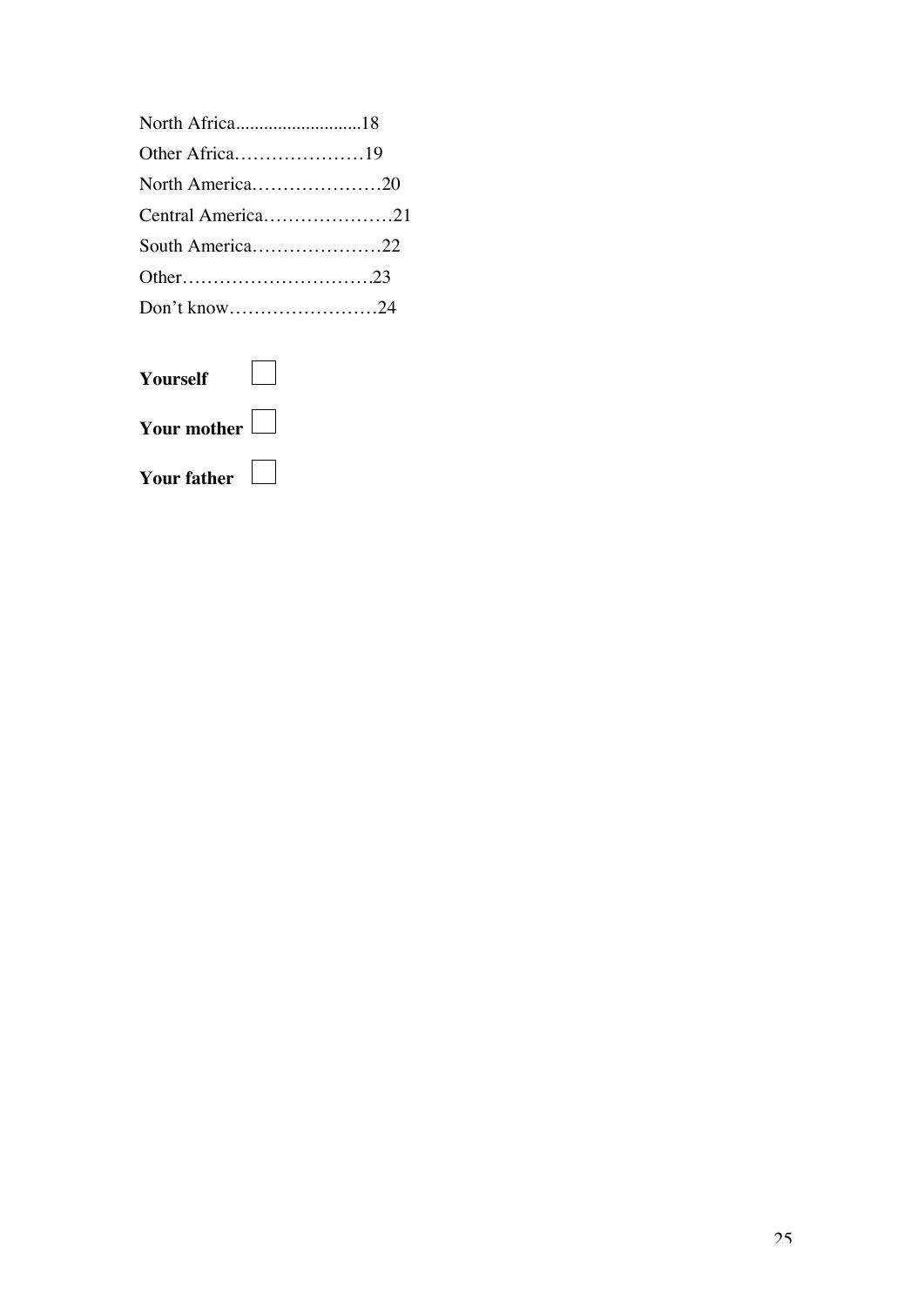North Africa...........................18
Other Africa…………………19
North America…………………20
Central America…………………21
South America…………………22
Other………………………….23
Don't know……………………24

**Yourself** ☐

**Your mother** ☐

**Your father** ☐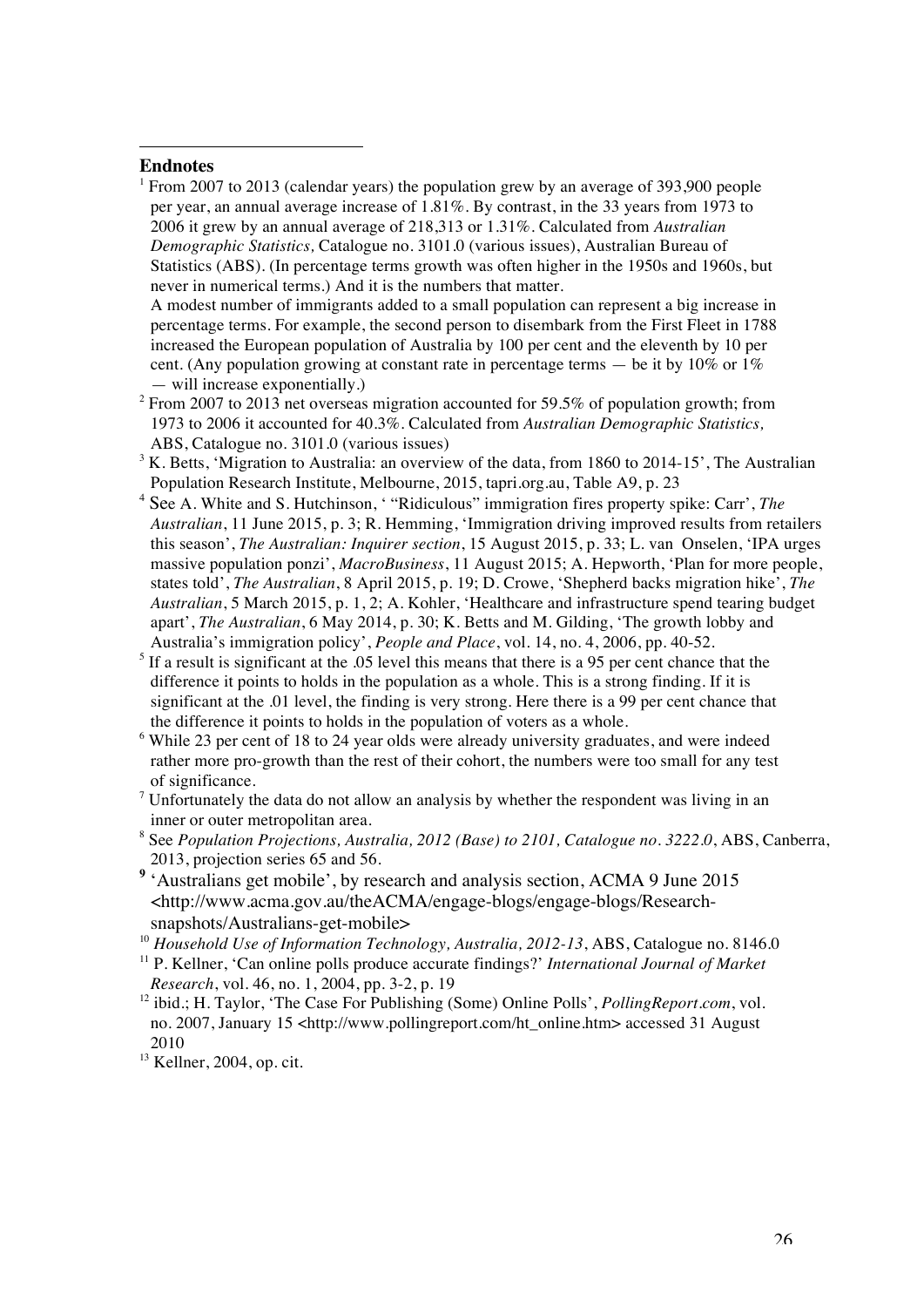## Endnotes

[1] From 2007 to 2013 (calendar years) the population grew by an average of 393,900 people per year, an annual average increase of 1.81%. By contrast, in the 33 years from 1973 to 2006 it grew by an annual average of 218,313 or 1.31%. Calculated from *Australian Demographic Statistics,* Catalogue no. 3101.0 (various issues), Australian Bureau of Statistics (ABS). (In percentage terms growth was often higher in the 1950s and 1960s, but never in numerical terms.) And it is the numbers that matter.

A modest number of immigrants added to a small population can represent a big increase in percentage terms. For example, the second person to disembark from the First Fleet in 1788 increased the European population of Australia by 100 per cent and the eleventh by 10 per cent. (Any population growing at constant rate in percentage terms — be it by 10% or 1% — will increase exponentially.)

[2] From 2007 to 2013 net overseas migration accounted for 59.5% of population growth; from 1973 to 2006 it accounted for 40.3%. Calculated from *Australian Demographic Statistics,* ABS, Catalogue no. 3101.0 (various issues)

[3] K. Betts, 'Migration to Australia: an overview of the data, from 1860 to 2014-15', The Australian Population Research Institute, Melbourne, 2015, tapri.org.au, Table A9, p. 23

[4] See A. White and S. Hutchinson, ' "Ridiculous" immigration fires property spike: Carr', *The Australian*, 11 June 2015, p. 3; R. Hemming, 'Immigration driving improved results from retailers this season', *The Australian: Inquirer section*, 15 August 2015, p. 33; L. van Onselen, 'IPA urges massive population ponzi', *MacroBusiness*, 11 August 2015; A. Hepworth, 'Plan for more people, states told', *The Australian*, 8 April 2015, p. 19; D. Crowe, 'Shepherd backs migration hike', *The Australian*, 5 March 2015, p. 1, 2; A. Kohler, 'Healthcare and infrastructure spend tearing budget apart', *The Australian*, 6 May 2014, p. 30; K. Betts and M. Gilding, 'The growth lobby and Australia's immigration policy', *People and Place*, vol. 14, no. 4, 2006, pp. 40-52.

[5] If a result is significant at the .05 level this means that there is a 95 per cent chance that the difference it points to holds in the population as a whole. This is a strong finding. If it is significant at the .01 level, the finding is very strong. Here there is a 99 per cent chance that the difference it points to holds in the population of voters as a whole.

[6] While 23 per cent of 18 to 24 year olds were already university graduates, and were indeed rather more pro-growth than the rest of their cohort, the numbers were too small for any test of significance.

[7] Unfortunately the data do not allow an analysis by whether the respondent was living in an inner or outer metropolitan area.

[8] See *Population Projections, Australia, 2012 (Base) to 2101, Catalogue no. 3222.0*, ABS, Canberra, 2013, projection series 65 and 56.

[9] 'Australians get mobile', by research and analysis section, ACMA 9 June 2015 <http://www.acma.gov.au/theACMA/engage-blogs/engage-blogs/Research-snapshots/Australians-get-mobile>

[10] *Household Use of Information Technology, Australia, 2012-13*, ABS, Catalogue no. 8146.0

[11] P. Kellner, 'Can online polls produce accurate findings?' *International Journal of Market Research*, vol. 46, no. 1, 2004, pp. 3-2, p. 19

[12] ibid.; H. Taylor, 'The Case For Publishing (Some) Online Polls', *PollingReport.com*, vol. no. 2007, January 15 <http://www.pollingreport.com/ht_online.htm> accessed 31 August 2010

[13] Kellner, 2004, op. cit.